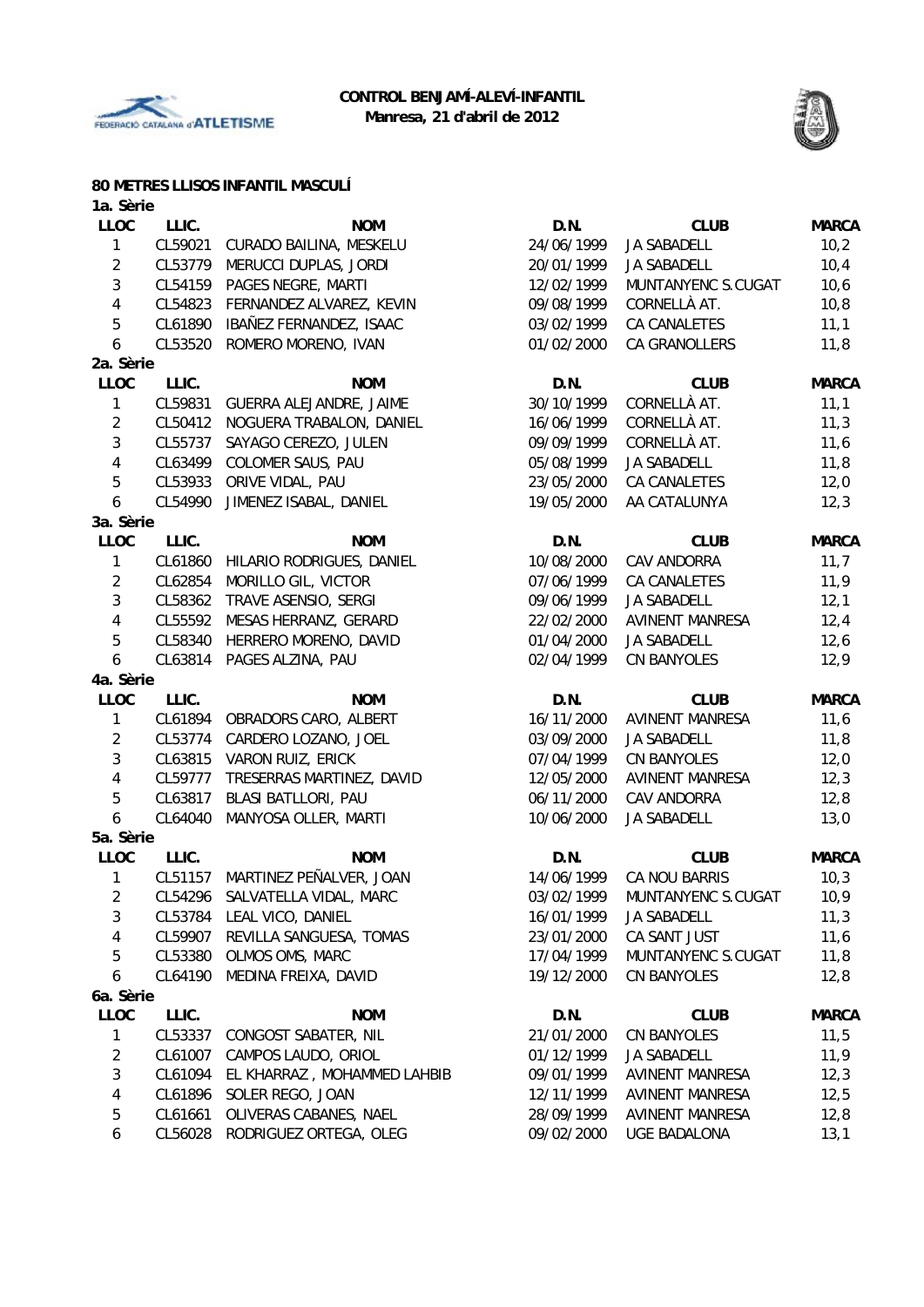**CONTROL BENJAMÍ-ALEVÍ-INFANTIL**
**Manresa, 21 d'abril de 2012**

## 80 METRES LLISOS INFANTIL MASCULÍ

### 1a. Sèrie

| LLOC | LLIC. | NOM | D.N. | CLUB | MARCA |
|---|---|---|---|---|---|
| 1 | CL59021 | CURADO BAILINA, MESKELU | 24/06/1999 | JA SABADELL | 10,2 |
| 2 | CL53779 | MERUCCI DUPLAS, JORDI | 20/01/1999 | JA SABADELL | 10,4 |
| 3 | CL54159 | PAGES NEGRE, MARTI | 12/02/1999 | MUNTANYENC S.CUGAT | 10,6 |
| 4 | CL54823 | FERNANDEZ ALVAREZ, KEVIN | 09/08/1999 | CORNELLÀ AT. | 10,8 |
| 5 | CL61890 | IBAÑEZ FERNANDEZ, ISAAC | 03/02/1999 | CA CANALETES | 11,1 |
| 6 | CL53520 | ROMERO MORENO, IVAN | 01/02/2000 | CA GRANOLLERS | 11,8 |

### 2a. Sèrie

| LLOC | LLIC. | NOM | D.N. | CLUB | MARCA |
|---|---|---|---|---|---|
| 1 | CL59831 | GUERRA ALEJANDRE, JAIME | 30/10/1999 | CORNELLÀ AT. | 11,1 |
| 2 | CL50412 | NOGUERA TRABALON, DANIEL | 16/06/1999 | CORNELLÀ AT. | 11,3 |
| 3 | CL55737 | SAYAGO CEREZO, JULEN | 09/09/1999 | CORNELLÀ AT. | 11,6 |
| 4 | CL63499 | COLOMER SAUS, PAU | 05/08/1999 | JA SABADELL | 11,8 |
| 5 | CL53933 | ORIVE VIDAL, PAU | 23/05/2000 | CA CANALETES | 12,0 |
| 6 | CL54990 | JIMENEZ ISABAL, DANIEL | 19/05/2000 | AA CATALUNYA | 12,3 |

### 3a. Sèrie

| LLOC | LLIC. | NOM | D.N. | CLUB | MARCA |
|---|---|---|---|---|---|
| 1 | CL61860 | HILARIO RODRIGUES, DANIEL | 10/08/2000 | CAV ANDORRA | 11,7 |
| 2 | CL62854 | MORILLO GIL, VICTOR | 07/06/1999 | CA CANALETES | 11,9 |
| 3 | CL58362 | TRAVE ASENSIO, SERGI | 09/06/1999 | JA SABADELL | 12,1 |
| 4 | CL55592 | MESAS HERRANZ, GERARD | 22/02/2000 | AVINENT MANRESA | 12,4 |
| 5 | CL58340 | HERRERO MORENO, DAVID | 01/04/2000 | JA SABADELL | 12,6 |
| 6 | CL63814 | PAGES ALZINA, PAU | 02/04/1999 | CN BANYOLES | 12,9 |

### 4a. Sèrie

| LLOC | LLIC. | NOM | D.N. | CLUB | MARCA |
|---|---|---|---|---|---|
| 1 | CL61894 | OBRADORS CARO, ALBERT | 16/11/2000 | AVINENT MANRESA | 11,6 |
| 2 | CL53774 | CARDERO LOZANO, JOEL | 03/09/2000 | JA SABADELL | 11,8 |
| 3 | CL63815 | VARON RUIZ, ERICK | 07/04/1999 | CN BANYOLES | 12,0 |
| 4 | CL59777 | TRESERRAS MARTINEZ, DAVID | 12/05/2000 | AVINENT MANRESA | 12,3 |
| 5 | CL63817 | BLASI BATLLORI, PAU | 06/11/2000 | CAV ANDORRA | 12,8 |
| 6 | CL64040 | MANYOSA OLLER, MARTI | 10/06/2000 | JA SABADELL | 13,0 |

### 5a. Sèrie

| LLOC | LLIC. | NOM | D.N. | CLUB | MARCA |
|---|---|---|---|---|---|
| 1 | CL51157 | MARTINEZ PEÑALVER, JOAN | 14/06/1999 | CA NOU BARRIS | 10,3 |
| 2 | CL54296 | SALVATELLA VIDAL, MARC | 03/02/1999 | MUNTANYENC S.CUGAT | 10,9 |
| 3 | CL53784 | LEAL VICO, DANIEL | 16/01/1999 | JA SABADELL | 11,3 |
| 4 | CL59907 | REVILLA SANGUESA, TOMAS | 23/01/2000 | CA SANT JUST | 11,6 |
| 5 | CL53380 | OLMOS OMS, MARC | 17/04/1999 | MUNTANYENC S.CUGAT | 11,8 |
| 6 | CL64190 | MEDINA FREIXA, DAVID | 19/12/2000 | CN BANYOLES | 12,8 |

### 6a. Sèrie

| LLOC | LLIC. | NOM | D.N. | CLUB | MARCA |
|---|---|---|---|---|---|
| 1 | CL53337 | CONGOST SABATER, NIL | 21/01/2000 | CN BANYOLES | 11,5 |
| 2 | CL61007 | CAMPOS LAUDO, ORIOL | 01/12/1999 | JA SABADELL | 11,9 |
| 3 | CL61094 | EL KHARRAZ , MOHAMMED LAHBIB | 09/01/1999 | AVINENT MANRESA | 12,3 |
| 4 | CL61896 | SOLER REGO, JOAN | 12/11/1999 | AVINENT MANRESA | 12,5 |
| 5 | CL61661 | OLIVERAS CABANES, NAEL | 28/09/1999 | AVINENT MANRESA | 12,8 |
| 6 | CL56028 | RODRIGUEZ ORTEGA, OLEG | 09/02/2000 | UGE BADALONA | 13,1 |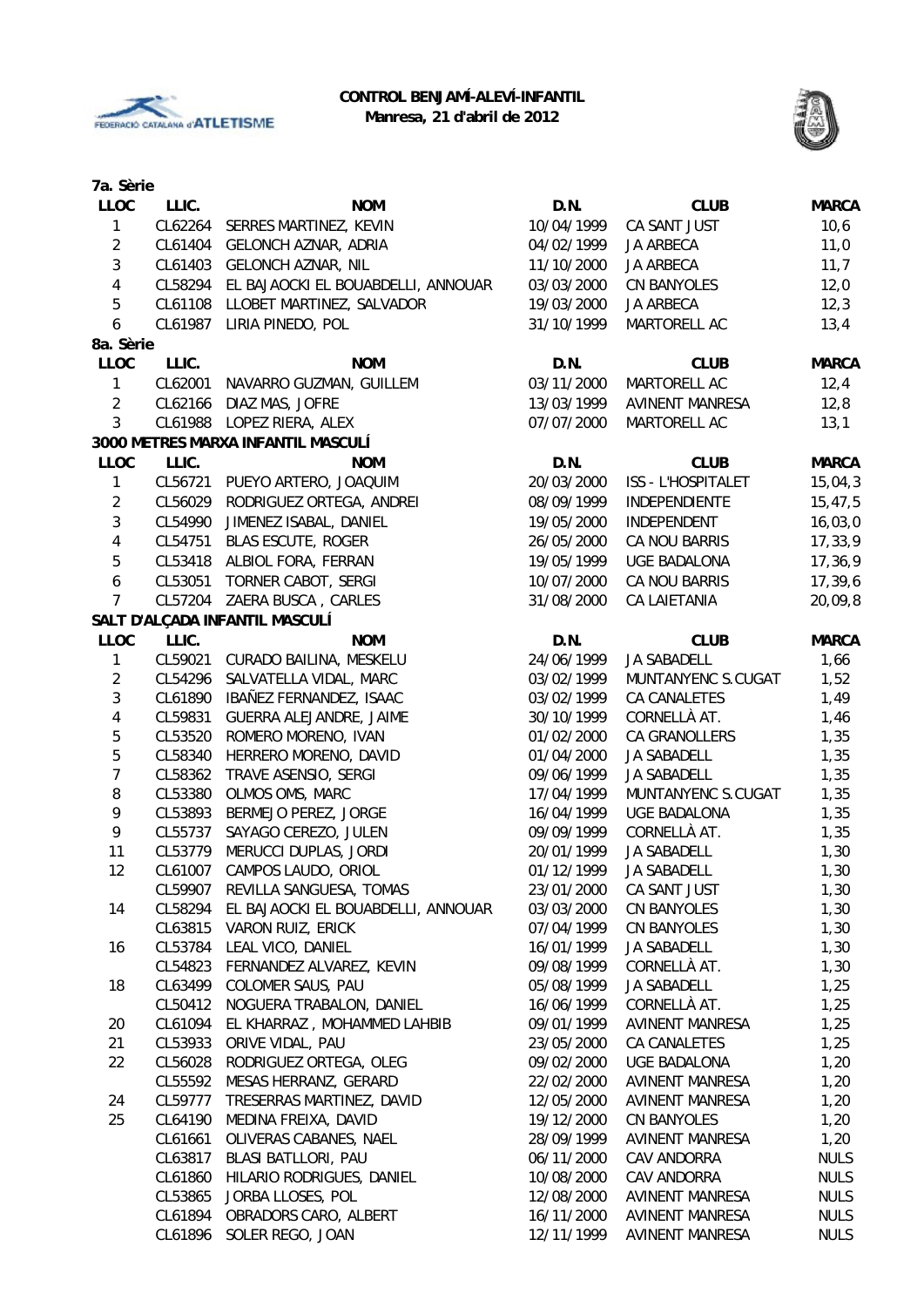**CONTROL BENJAMÍ-ALEVÍ-INFANTIL**
**Manresa, 21 d'abril de 2012**

**7a. Sèrie**

| LLOC | LLIC. | NOM | D.N. | CLUB | MARCA |
|---|---|---|---|---|---|
| 1 | CL62264 | SERRES MARTINEZ, KEVIN | 10/04/1999 | CA SANT JUST | 10,6 |
| 2 | CL61404 | GELONCH AZNAR, ADRIA | 04/02/1999 | JA ARBECA | 11,0 |
| 3 | CL61403 | GELONCH AZNAR, NIL | 11/10/2000 | JA ARBECA | 11,7 |
| 4 | CL58294 | EL BAJAOCKI EL BOUABDELLI, ANNOUAR | 03/03/2000 | CN BANYOLES | 12,0 |
| 5 | CL61108 | LLOBET MARTINEZ, SALVADOR | 19/03/2000 | JA ARBECA | 12,3 |
| 6 | CL61987 | LIRIA PINEDO, POL | 31/10/1999 | MARTORELL AC | 13,4 |

**8a. Sèrie**

| LLOC | LLIC. | NOM | D.N. | CLUB | MARCA |
|---|---|---|---|---|---|
| 1 | CL62001 | NAVARRO GUZMAN, GUILLEM | 03/11/2000 | MARTORELL AC | 12,4 |
| 2 | CL62166 | DIAZ MAS, JOFRE | 13/03/1999 | AVINENT MANRESA | 12,8 |
| 3 | CL61988 | LOPEZ RIERA, ALEX | 07/07/2000 | MARTORELL AC | 13,1 |

**3000 METRES MARXA INFANTIL MASCULÍ**

| LLOC | LLIC. | NOM | D.N. | CLUB | MARCA |
|---|---|---|---|---|---|
| 1 | CL56721 | PUEYO ARTERO, JOAQUIM | 20/03/2000 | ISS - L'HOSPITALET | 15,04,3 |
| 2 | CL56029 | RODRIGUEZ ORTEGA, ANDREI | 08/09/1999 | INDEPENDIENTE | 15,47,5 |
| 3 | CL54990 | JIMENEZ ISABAL, DANIEL | 19/05/2000 | INDEPENDENT | 16,03,0 |
| 4 | CL54751 | BLAS ESCUTE, ROGER | 26/05/2000 | CA NOU BARRIS | 17,33,9 |
| 5 | CL53418 | ALBIOL FORA, FERRAN | 19/05/1999 | UGE BADALONA | 17,36,9 |
| 6 | CL53051 | TORNER CABOT, SERGI | 10/07/2000 | CA NOU BARRIS | 17,39,6 |
| 7 | CL57204 | ZAERA BUSCA , CARLES | 31/08/2000 | CA LAIETANIA | 20,09,8 |

**SALT D'ALÇADA INFANTIL MASCULÍ**

| LLOC | LLIC. | NOM | D.N. | CLUB | MARCA |
|---|---|---|---|---|---|
| 1 | CL59021 | CURADO BAILINA, MESKELU | 24/06/1999 | JA SABADELL | 1,66 |
| 2 | CL54296 | SALVATELLA VIDAL, MARC | 03/02/1999 | MUNTANYENC S.CUGAT | 1,52 |
| 3 | CL61890 | IBAÑEZ FERNANDEZ, ISAAC | 03/02/1999 | CA CANALETES | 1,49 |
| 4 | CL59831 | GUERRA ALEJANDRE, JAIME | 30/10/1999 | CORNELLÀ AT. | 1,46 |
| 5 | CL53520 | ROMERO MORENO, IVAN | 01/02/2000 | CA GRANOLLERS | 1,35 |
| 5 | CL58340 | HERRERO MORENO, DAVID | 01/04/2000 | JA SABADELL | 1,35 |
| 7 | CL58362 | TRAVE ASENSIO, SERGI | 09/06/1999 | JA SABADELL | 1,35 |
| 8 | CL53380 | OLMOS OMS, MARC | 17/04/1999 | MUNTANYENC S.CUGAT | 1,35 |
| 9 | CL53893 | BERMEJO PEREZ, JORGE | 16/04/1999 | UGE BADALONA | 1,35 |
| 9 | CL55737 | SAYAGO CEREZO, JULEN | 09/09/1999 | CORNELLÀ AT. | 1,35 |
| 11 | CL53779 | MERUCCI DUPLAS, JORDI | 20/01/1999 | JA SABADELL | 1,30 |
| 12 | CL61007 | CAMPOS LAUDO, ORIOL | 01/12/1999 | JA SABADELL | 1,30 |
|  | CL59907 | REVILLA SANGUESA, TOMAS | 23/01/2000 | CA SANT JUST | 1,30 |
| 14 | CL58294 | EL BAJAOCKI EL BOUABDELLI, ANNOUAR | 03/03/2000 | CN BANYOLES | 1,30 |
|  | CL63815 | VARON RUIZ, ERICK | 07/04/1999 | CN BANYOLES | 1,30 |
| 16 | CL53784 | LEAL VICO, DANIEL | 16/01/1999 | JA SABADELL | 1,30 |
|  | CL54823 | FERNANDEZ ALVAREZ, KEVIN | 09/08/1999 | CORNELLÀ AT. | 1,30 |
| 18 | CL63499 | COLOMER SAUS, PAU | 05/08/1999 | JA SABADELL | 1,25 |
|  | CL50412 | NOGUERA TRABALON, DANIEL | 16/06/1999 | CORNELLÀ AT. | 1,25 |
| 20 | CL61094 | EL KHARRAZ , MOHAMMED LAHBIB | 09/01/1999 | AVINENT MANRESA | 1,25 |
| 21 | CL53933 | ORIVE VIDAL, PAU | 23/05/2000 | CA CANALETES | 1,25 |
| 22 | CL56028 | RODRIGUEZ ORTEGA, OLEG | 09/02/2000 | UGE BADALONA | 1,20 |
|  | CL55592 | MESAS HERRANZ, GERARD | 22/02/2000 | AVINENT MANRESA | 1,20 |
| 24 | CL59777 | TRESERRAS MARTINEZ, DAVID | 12/05/2000 | AVINENT MANRESA | 1,20 |
| 25 | CL64190 | MEDINA FREIXA, DAVID | 19/12/2000 | CN BANYOLES | 1,20 |
|  | CL61661 | OLIVERAS CABANES, NAEL | 28/09/1999 | AVINENT MANRESA | 1,20 |
|  | CL63817 | BLASI BATLLORI, PAU | 06/11/2000 | CAV ANDORRA | NULS |
|  | CL61860 | HILARIO RODRIGUES, DANIEL | 10/08/2000 | CAV ANDORRA | NULS |
|  | CL53865 | JORBA LLOSES, POL | 12/08/2000 | AVINENT MANRESA | NULS |
|  | CL61894 | OBRADORS CARO, ALBERT | 16/11/2000 | AVINENT MANRESA | NULS |
|  | CL61896 | SOLER REGO, JOAN | 12/11/1999 | AVINENT MANRESA | NULS |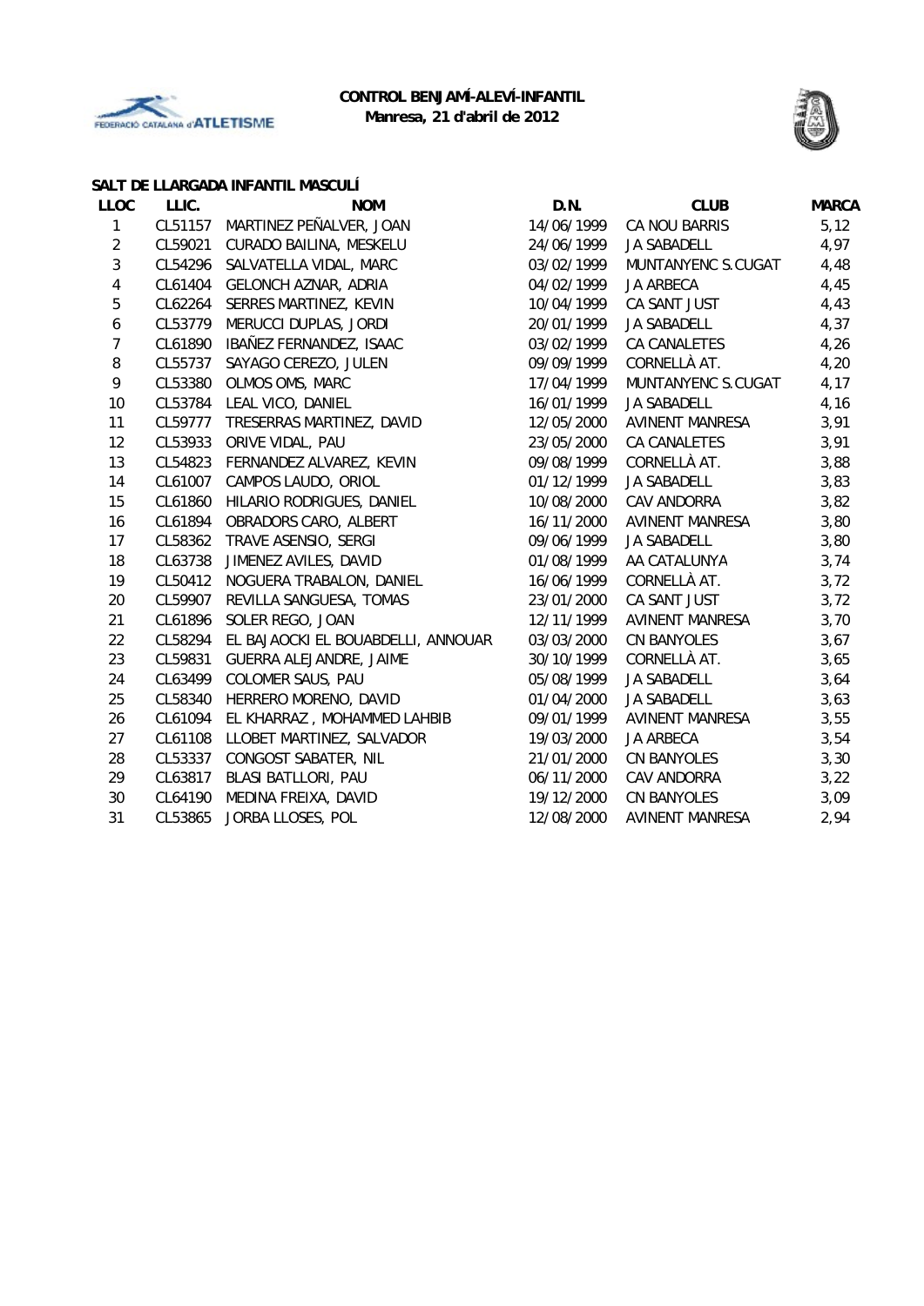**CONTROL BENJAMÍ-ALEVÍ-INFANTIL**
**Manresa, 21 d'abril de 2012**

### SALT DE LLARGADA INFANTIL MASCULÍ

| LLOC | LLIC. | NOM | D.N. | CLUB | MARCA |
|---|---|---|---|---|---|
| 1 | CL51157 | MARTINEZ PEÑALVER, JOAN | 14/06/1999 | CA NOU BARRIS | 5,12 |
| 2 | CL59021 | CURADO BAILINA, MESKELU | 24/06/1999 | JA SABADELL | 4,97 |
| 3 | CL54296 | SALVATELLA VIDAL, MARC | 03/02/1999 | MUNTANYENC S.CUGAT | 4,48 |
| 4 | CL61404 | GELONCH AZNAR, ADRIA | 04/02/1999 | JA ARBECA | 4,45 |
| 5 | CL62264 | SERRES MARTINEZ, KEVIN | 10/04/1999 | CA SANT JUST | 4,43 |
| 6 | CL53779 | MERUCCI DUPLAS, JORDI | 20/01/1999 | JA SABADELL | 4,37 |
| 7 | CL61890 | IBAÑEZ FERNANDEZ, ISAAC | 03/02/1999 | CA CANALETES | 4,26 |
| 8 | CL55737 | SAYAGO CEREZO, JULEN | 09/09/1999 | CORNELLÀ AT. | 4,20 |
| 9 | CL53380 | OLMOS OMS, MARC | 17/04/1999 | MUNTANYENC S.CUGAT | 4,17 |
| 10 | CL53784 | LEAL VICO, DANIEL | 16/01/1999 | JA SABADELL | 4,16 |
| 11 | CL59777 | TRESERRAS MARTINEZ, DAVID | 12/05/2000 | AVINENT MANRESA | 3,91 |
| 12 | CL53933 | ORIVE VIDAL, PAU | 23/05/2000 | CA CANALETES | 3,91 |
| 13 | CL54823 | FERNANDEZ ALVAREZ, KEVIN | 09/08/1999 | CORNELLÀ AT. | 3,88 |
| 14 | CL61007 | CAMPOS LAUDO, ORIOL | 01/12/1999 | JA SABADELL | 3,83 |
| 15 | CL61860 | HILARIO RODRIGUES, DANIEL | 10/08/2000 | CAV ANDORRA | 3,82 |
| 16 | CL61894 | OBRADORS CARO, ALBERT | 16/11/2000 | AVINENT MANRESA | 3,80 |
| 17 | CL58362 | TRAVE ASENSIO, SERGI | 09/06/1999 | JA SABADELL | 3,80 |
| 18 | CL63738 | JIMENEZ AVILES, DAVID | 01/08/1999 | AA CATALUNYA | 3,74 |
| 19 | CL50412 | NOGUERA TRABALON, DANIEL | 16/06/1999 | CORNELLÀ AT. | 3,72 |
| 20 | CL59907 | REVILLA SANGUESA, TOMAS | 23/01/2000 | CA SANT JUST | 3,72 |
| 21 | CL61896 | SOLER REGO, JOAN | 12/11/1999 | AVINENT MANRESA | 3,70 |
| 22 | CL58294 | EL BAJAOCKI EL BOUABDELLI, ANNOUAR | 03/03/2000 | CN BANYOLES | 3,67 |
| 23 | CL59831 | GUERRA ALEJANDRE, JAIME | 30/10/1999 | CORNELLÀ AT. | 3,65 |
| 24 | CL63499 | COLOMER SAUS, PAU | 05/08/1999 | JA SABADELL | 3,64 |
| 25 | CL58340 | HERRERO MORENO, DAVID | 01/04/2000 | JA SABADELL | 3,63 |
| 26 | CL61094 | EL KHARRAZ , MOHAMMED LAHBIB | 09/01/1999 | AVINENT MANRESA | 3,55 |
| 27 | CL61108 | LLOBET MARTINEZ, SALVADOR | 19/03/2000 | JA ARBECA | 3,54 |
| 28 | CL53337 | CONGOST SABATER, NIL | 21/01/2000 | CN BANYOLES | 3,30 |
| 29 | CL63817 | BLASI BATLLORI, PAU | 06/11/2000 | CAV ANDORRA | 3,22 |
| 30 | CL64190 | MEDINA FREIXA, DAVID | 19/12/2000 | CN BANYOLES | 3,09 |
| 31 | CL53865 | JORBA LLOSES, POL | 12/08/2000 | AVINENT MANRESA | 2,94 |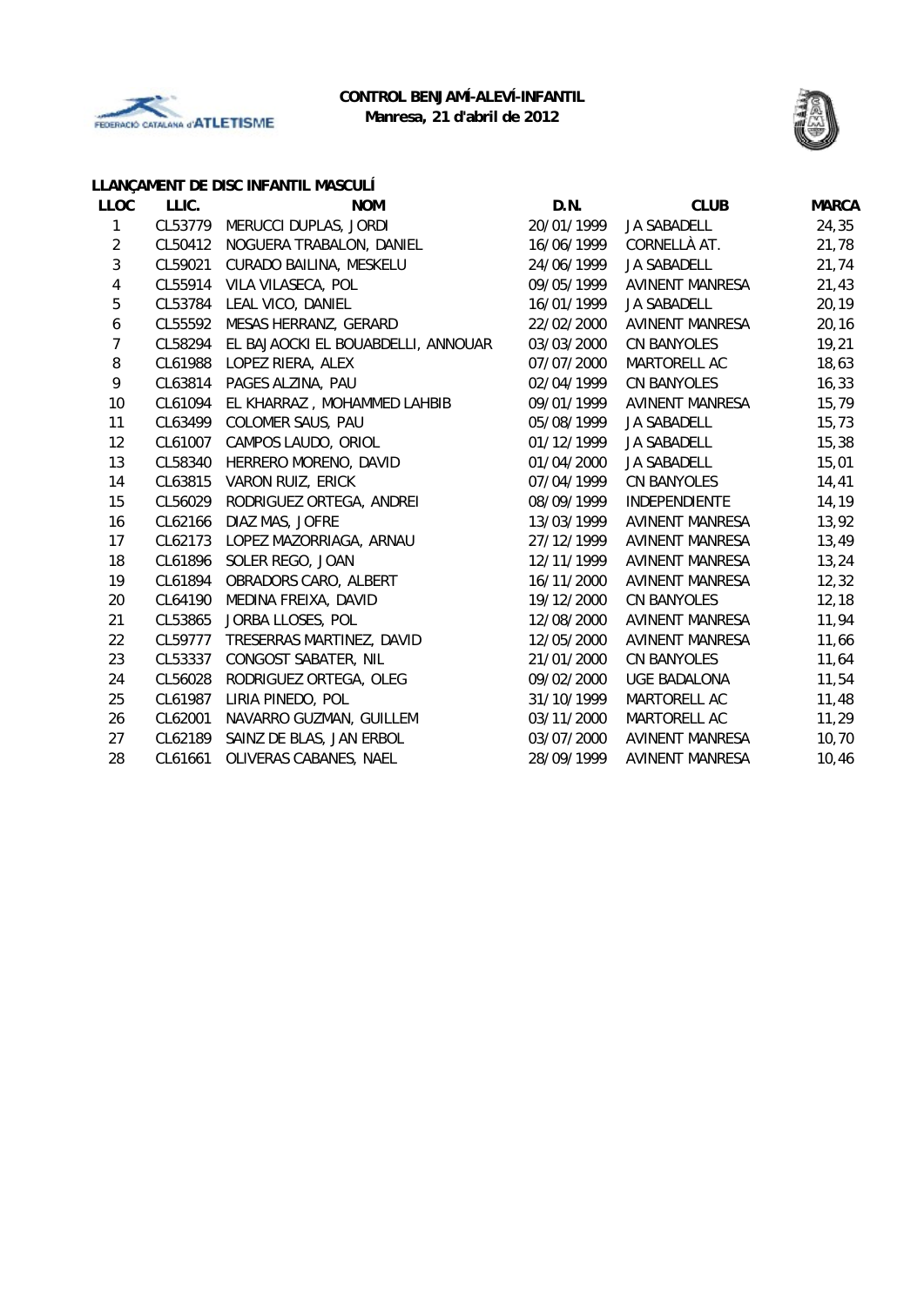**CONTROL BENJAMÍ-ALEVÍ-INFANTIL**
**Manresa, 21 d'abril de 2012**

### LLANÇAMENT DE DISC INFANTIL MASCULÍ

| LLOC | LLIC. | NOM | D.N. | CLUB | MARCA |
|---|---|---|---|---|---|
| 1 | CL53779 | MERUCCI DUPLAS, JORDI | 20/01/1999 | JA SABADELL | 24,35 |
| 2 | CL50412 | NOGUERA TRABALON, DANIEL | 16/06/1999 | CORNELLÀ AT. | 21,78 |
| 3 | CL59021 | CURADO BAILINA, MESKELU | 24/06/1999 | JA SABADELL | 21,74 |
| 4 | CL55914 | VILA VILASECA, POL | 09/05/1999 | AVINENT MANRESA | 21,43 |
| 5 | CL53784 | LEAL VICO, DANIEL | 16/01/1999 | JA SABADELL | 20,19 |
| 6 | CL55592 | MESAS HERRANZ, GERARD | 22/02/2000 | AVINENT MANRESA | 20,16 |
| 7 | CL58294 | EL BAJAOCKI EL BOUABDELLI, ANNOUAR | 03/03/2000 | CN BANYOLES | 19,21 |
| 8 | CL61988 | LOPEZ RIERA, ALEX | 07/07/2000 | MARTORELL AC | 18,63 |
| 9 | CL63814 | PAGES ALZINA, PAU | 02/04/1999 | CN BANYOLES | 16,33 |
| 10 | CL61094 | EL KHARRAZ , MOHAMMED LAHBIB | 09/01/1999 | AVINENT MANRESA | 15,79 |
| 11 | CL63499 | COLOMER SAUS, PAU | 05/08/1999 | JA SABADELL | 15,73 |
| 12 | CL61007 | CAMPOS LAUDO, ORIOL | 01/12/1999 | JA SABADELL | 15,38 |
| 13 | CL58340 | HERRERO MORENO, DAVID | 01/04/2000 | JA SABADELL | 15,01 |
| 14 | CL63815 | VARON RUIZ, ERICK | 07/04/1999 | CN BANYOLES | 14,41 |
| 15 | CL56029 | RODRIGUEZ ORTEGA, ANDREI | 08/09/1999 | INDEPENDIENTE | 14,19 |
| 16 | CL62166 | DIAZ MAS, JOFRE | 13/03/1999 | AVINENT MANRESA | 13,92 |
| 17 | CL62173 | LOPEZ MAZORRIAGA, ARNAU | 27/12/1999 | AVINENT MANRESA | 13,49 |
| 18 | CL61896 | SOLER REGO, JOAN | 12/11/1999 | AVINENT MANRESA | 13,24 |
| 19 | CL61894 | OBRADORS CARO, ALBERT | 16/11/2000 | AVINENT MANRESA | 12,32 |
| 20 | CL64190 | MEDINA FREIXA, DAVID | 19/12/2000 | CN BANYOLES | 12,18 |
| 21 | CL53865 | JORBA LLOSES, POL | 12/08/2000 | AVINENT MANRESA | 11,94 |
| 22 | CL59777 | TRESERRAS MARTINEZ, DAVID | 12/05/2000 | AVINENT MANRESA | 11,66 |
| 23 | CL53337 | CONGOST SABATER, NIL | 21/01/2000 | CN BANYOLES | 11,64 |
| 24 | CL56028 | RODRIGUEZ ORTEGA, OLEG | 09/02/2000 | UGE BADALONA | 11,54 |
| 25 | CL61987 | LIRIA PINEDO, POL | 31/10/1999 | MARTORELL AC | 11,48 |
| 26 | CL62001 | NAVARRO GUZMAN, GUILLEM | 03/11/2000 | MARTORELL AC | 11,29 |
| 27 | CL62189 | SAINZ DE BLAS, JAN ERBOL | 03/07/2000 | AVINENT MANRESA | 10,70 |
| 28 | CL61661 | OLIVERAS CABANES, NAEL | 28/09/1999 | AVINENT MANRESA | 10,46 |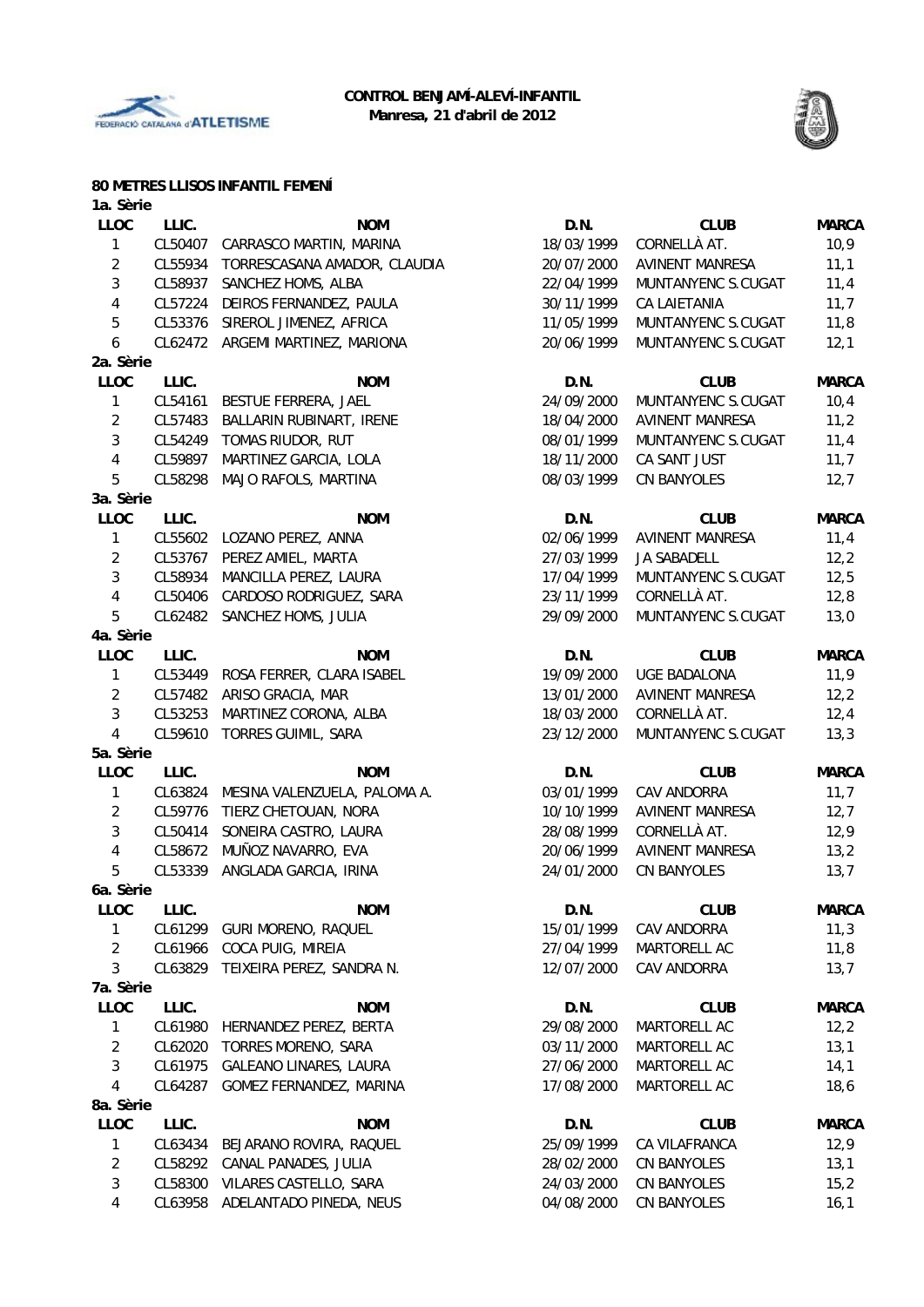**CONTROL BENJAMÍ-ALEVÍ-INFANTIL**
**Manresa, 21 d'abril de 2012**

**80 METRES LLISOS INFANTIL FEMENÍ**

**1a. Sèrie**

| LLOC | LLIC. | NOM | D.N. | CLUB | MARCA |
|---|---|---|---|---|---|
| 1 | CL50407 | CARRASCO MARTIN, MARINA | 18/03/1999 | CORNELLÀ AT. | 10,9 |
| 2 | CL55934 | TORRESCASANA AMADOR, CLAUDIA | 20/07/2000 | AVINENT MANRESA | 11,1 |
| 3 | CL58937 | SANCHEZ HOMS, ALBA | 22/04/1999 | MUNTANYENC S.CUGAT | 11,4 |
| 4 | CL57224 | DEIROS FERNANDEZ, PAULA | 30/11/1999 | CA LAIETANIA | 11,7 |
| 5 | CL53376 | SIREROL JIMENEZ, AFRICA | 11/05/1999 | MUNTANYENC S.CUGAT | 11,8 |
| 6 | CL62472 | ARGEMI MARTINEZ, MARIONA | 20/06/1999 | MUNTANYENC S.CUGAT | 12,1 |

**2a. Sèrie**

| LLOC | LLIC. | NOM | D.N. | CLUB | MARCA |
|---|---|---|---|---|---|
| 1 | CL54161 | BESTUE FERRERA, JAEL | 24/09/2000 | MUNTANYENC S.CUGAT | 10,4 |
| 2 | CL57483 | BALLARIN RUBINART, IRENE | 18/04/2000 | AVINENT MANRESA | 11,2 |
| 3 | CL54249 | TOMAS RIUDOR, RUT | 08/01/1999 | MUNTANYENC S.CUGAT | 11,4 |
| 4 | CL59897 | MARTINEZ GARCIA, LOLA | 18/11/2000 | CA SANT JUST | 11,7 |
| 5 | CL58298 | MAJO RAFOLS, MARTINA | 08/03/1999 | CN BANYOLES | 12,7 |

**3a. Sèrie**

| LLOC | LLIC. | NOM | D.N. | CLUB | MARCA |
|---|---|---|---|---|---|
| 1 | CL55602 | LOZANO PEREZ, ANNA | 02/06/1999 | AVINENT MANRESA | 11,4 |
| 2 | CL53767 | PEREZ AMIEL, MARTA | 27/03/1999 | JA SABADELL | 12,2 |
| 3 | CL58934 | MANCILLA PEREZ, LAURA | 17/04/1999 | MUNTANYENC S.CUGAT | 12,5 |
| 4 | CL50406 | CARDOSO RODRIGUEZ, SARA | 23/11/1999 | CORNELLÀ AT. | 12,8 |
| 5 | CL62482 | SANCHEZ HOMS, JULIA | 29/09/2000 | MUNTANYENC S.CUGAT | 13,0 |

**4a. Sèrie**

| LLOC | LLIC. | NOM | D.N. | CLUB | MARCA |
|---|---|---|---|---|---|
| 1 | CL53449 | ROSA FERRER, CLARA ISABEL | 19/09/2000 | UGE BADALONA | 11,9 |
| 2 | CL57482 | ARISO GRACIA, MAR | 13/01/2000 | AVINENT MANRESA | 12,2 |
| 3 | CL53253 | MARTINEZ CORONA, ALBA | 18/03/2000 | CORNELLÀ AT. | 12,4 |
| 4 | CL59610 | TORRES GUIMIL, SARA | 23/12/2000 | MUNTANYENC S.CUGAT | 13,3 |

**5a. Sèrie**

| LLOC | LLIC. | NOM | D.N. | CLUB | MARCA |
|---|---|---|---|---|---|
| 1 | CL63824 | MESINA VALENZUELA, PALOMA A. | 03/01/1999 | CAV ANDORRA | 11,7 |
| 2 | CL59776 | TIERZ CHETOUAN, NORA | 10/10/1999 | AVINENT MANRESA | 12,7 |
| 3 | CL50414 | SONEIRA CASTRO, LAURA | 28/08/1999 | CORNELLÀ AT. | 12,9 |
| 4 | CL58672 | MUÑOZ NAVARRO, EVA | 20/06/1999 | AVINENT MANRESA | 13,2 |
| 5 | CL53339 | ANGLADA GARCIA, IRINA | 24/01/2000 | CN BANYOLES | 13,7 |

**6a. Sèrie**

| LLOC | LLIC. | NOM | D.N. | CLUB | MARCA |
|---|---|---|---|---|---|
| 1 | CL61299 | GURI MORENO, RAQUEL | 15/01/1999 | CAV ANDORRA | 11,3 |
| 2 | CL61966 | COCA PUIG, MIREIA | 27/04/1999 | MARTORELL AC | 11,8 |
| 3 | CL63829 | TEIXEIRA PEREZ, SANDRA N. | 12/07/2000 | CAV ANDORRA | 13,7 |

**7a. Sèrie**

| LLOC | LLIC. | NOM | D.N. | CLUB | MARCA |
|---|---|---|---|---|---|
| 1 | CL61980 | HERNANDEZ PEREZ, BERTA | 29/08/2000 | MARTORELL AC | 12,2 |
| 2 | CL62020 | TORRES MORENO, SARA | 03/11/2000 | MARTORELL AC | 13,1 |
| 3 | CL61975 | GALEANO LINARES, LAURA | 27/06/2000 | MARTORELL AC | 14,1 |
| 4 | CL64287 | GOMEZ FERNANDEZ, MARINA | 17/08/2000 | MARTORELL AC | 18,6 |

**8a. Sèrie**

| LLOC | LLIC. | NOM | D.N. | CLUB | MARCA |
|---|---|---|---|---|---|
| 1 | CL63434 | BEJARANO ROVIRA, RAQUEL | 25/09/1999 | CA VILAFRANCA | 12,9 |
| 2 | CL58292 | CANAL PANADES, JULIA | 28/02/2000 | CN BANYOLES | 13,1 |
| 3 | CL58300 | VILARES CASTELLO, SARA | 24/03/2000 | CN BANYOLES | 15,2 |
| 4 | CL63958 | ADELANTADO PINEDA, NEUS | 04/08/2000 | CN BANYOLES | 16,1 |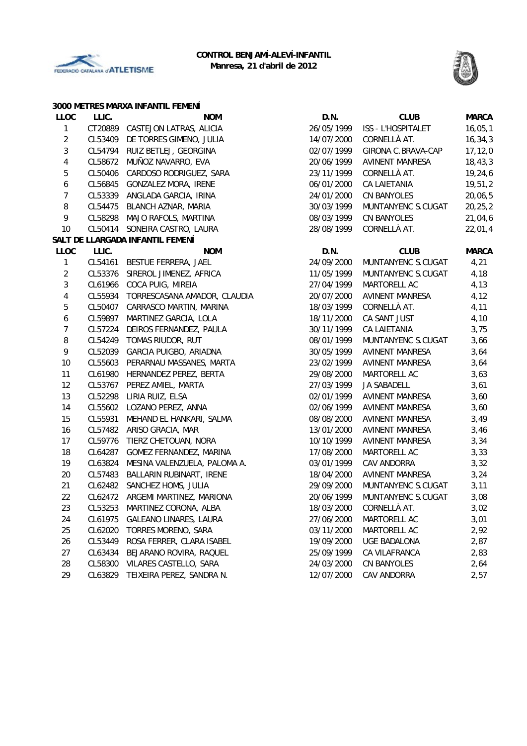**CONTROL BENJAMÍ-ALEVÍ-INFANTIL**
**Manresa, 21 d'abril de 2012**

### 3000 METRES MARXA INFANTIL FEMENÍ

| LLOC | LLIC. | NOM | D.N. | CLUB | MARCA |
|---|---|---|---|---|---|
| 1 | CT20889 | CASTEJON LATRAS, ALICIA | 26/05/1999 | ISS - L'HOSPITALET | 16,05,1 |
| 2 | CL53409 | DE TORRES GIMENO, JULIA | 14/07/2000 | CORNELLÀ AT. | 16,34,3 |
| 3 | CL54794 | RUIZ BETLEJ, GEORGINA | 02/07/1999 | GIRONA C.BRAVA-CAP | 17,12,0 |
| 4 | CL58672 | MUÑOZ NAVARRO, EVA | 20/06/1999 | AVINENT MANRESA | 18,43,3 |
| 5 | CL50406 | CARDOSO RODRIGUEZ, SARA | 23/11/1999 | CORNELLÀ AT. | 19,24,6 |
| 6 | CL56845 | GONZALEZ MORA, IRENE | 06/01/2000 | CA LAIETANIA | 19,51,2 |
| 7 | CL53339 | ANGLADA GARCIA, IRINA | 24/01/2000 | CN BANYOLES | 20,06,5 |
| 8 | CL54475 | BLANCH AZNAR, MARIA | 30/03/1999 | MUNTANYENC S.CUGAT | 20,25,2 |
| 9 | CL58298 | MAJO RAFOLS, MARTINA | 08/03/1999 | CN BANYOLES | 21,04,6 |
| 10 | CL50414 | SONEIRA CASTRO, LAURA | 28/08/1999 | CORNELLÀ AT. | 22,01,4 |

### SALT DE LLARGADA INFANTIL FEMENÍ

| LLOC | LLIC. | NOM | D.N. | CLUB | MARCA |
|---|---|---|---|---|---|
| 1 | CL54161 | BESTUE FERRERA, JAEL | 24/09/2000 | MUNTANYENC S.CUGAT | 4,21 |
| 2 | CL53376 | SIREROL JIMENEZ, AFRICA | 11/05/1999 | MUNTANYENC S.CUGAT | 4,18 |
| 3 | CL61966 | COCA PUIG, MIREIA | 27/04/1999 | MARTORELL AC | 4,13 |
| 4 | CL55934 | TORRESCASANA AMADOR, CLAUDIA | 20/07/2000 | AVINENT MANRESA | 4,12 |
| 5 | CL50407 | CARRASCO MARTIN, MARINA | 18/03/1999 | CORNELLÀ AT. | 4,11 |
| 6 | CL59897 | MARTINEZ GARCIA, LOLA | 18/11/2000 | CA SANT JUST | 4,10 |
| 7 | CL57224 | DEIROS FERNANDEZ, PAULA | 30/11/1999 | CA LAIETANIA | 3,75 |
| 8 | CL54249 | TOMAS RIUDOR, RUT | 08/01/1999 | MUNTANYENC S.CUGAT | 3,66 |
| 9 | CL52039 | GARCIA PUIGBO, ARIADNA | 30/05/1999 | AVINENT MANRESA | 3,64 |
| 10 | CL55603 | PERARNAU MASSANES, MARTA | 23/02/1999 | AVINENT MANRESA | 3,64 |
| 11 | CL61980 | HERNANDEZ PEREZ, BERTA | 29/08/2000 | MARTORELL AC | 3,63 |
| 12 | CL53767 | PEREZ AMIEL, MARTA | 27/03/1999 | JA SABADELL | 3,61 |
| 13 | CL52298 | LIRIA RUIZ, ELSA | 02/01/1999 | AVINENT MANRESA | 3,60 |
| 14 | CL55602 | LOZANO PEREZ, ANNA | 02/06/1999 | AVINENT MANRESA | 3,60 |
| 15 | CL55931 | MEHAND EL HANKARI, SALMA | 08/08/2000 | AVINENT MANRESA | 3,49 |
| 16 | CL57482 | ARISO GRACIA, MAR | 13/01/2000 | AVINENT MANRESA | 3,46 |
| 17 | CL59776 | TIERZ CHETOUAN, NORA | 10/10/1999 | AVINENT MANRESA | 3,34 |
| 18 | CL64287 | GOMEZ FERNANDEZ, MARINA | 17/08/2000 | MARTORELL AC | 3,33 |
| 19 | CL63824 | MESINA VALENZUELA, PALOMA A. | 03/01/1999 | CAV ANDORRA | 3,32 |
| 20 | CL57483 | BALLARIN RUBINART, IRENE | 18/04/2000 | AVINENT MANRESA | 3,24 |
| 21 | CL62482 | SANCHEZ HOMS, JULIA | 29/09/2000 | MUNTANYENC S.CUGAT | 3,11 |
| 22 | CL62472 | ARGEMI MARTINEZ, MARIONA | 20/06/1999 | MUNTANYENC S.CUGAT | 3,08 |
| 23 | CL53253 | MARTINEZ CORONA, ALBA | 18/03/2000 | CORNELLÀ AT. | 3,02 |
| 24 | CL61975 | GALEANO LINARES, LAURA | 27/06/2000 | MARTORELL AC | 3,01 |
| 25 | CL62020 | TORRES MORENO, SARA | 03/11/2000 | MARTORELL AC | 2,92 |
| 26 | CL53449 | ROSA FERRER, CLARA ISABEL | 19/09/2000 | UGE BADALONA | 2,87 |
| 27 | CL63434 | BEJARANO ROVIRA, RAQUEL | 25/09/1999 | CA VILAFRANCA | 2,83 |
| 28 | CL58300 | VILARES CASTELLO, SARA | 24/03/2000 | CN BANYOLES | 2,64 |
| 29 | CL63829 | TEIXEIRA PEREZ, SANDRA N. | 12/07/2000 | CAV ANDORRA | 2,57 |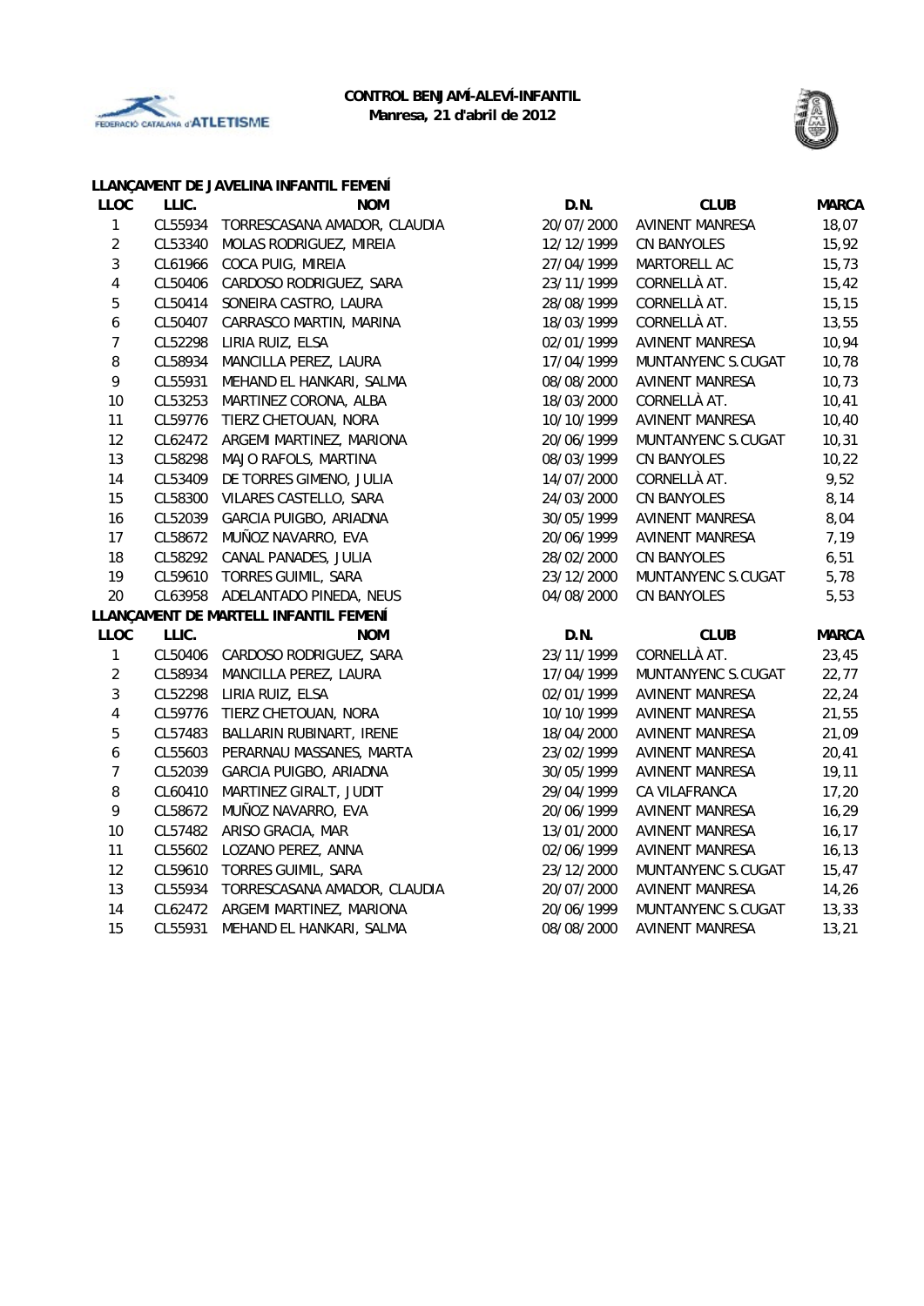**CONTROL BENJAMÍ-ALEVÍ-INFANTIL**
**Manresa, 21 d'abril de 2012**

### LLANÇAMENT DE JAVELINA INFANTIL FEMENÍ

| LLOC | LLIC. | NOM | D.N. | CLUB | MARCA |
|---|---|---|---|---|---|
| 1 | CL55934 | TORRESCASANA AMADOR, CLAUDIA | 20/07/2000 | AVINENT MANRESA | 18,07 |
| 2 | CL53340 | MOLAS RODRIGUEZ, MIREIA | 12/12/1999 | CN BANYOLES | 15,92 |
| 3 | CL61966 | COCA PUIG, MIREIA | 27/04/1999 | MARTORELL AC | 15,73 |
| 4 | CL50406 | CARDOSO RODRIGUEZ, SARA | 23/11/1999 | CORNELLÀ AT. | 15,42 |
| 5 | CL50414 | SONEIRA CASTRO, LAURA | 28/08/1999 | CORNELLÀ AT. | 15,15 |
| 6 | CL50407 | CARRASCO MARTIN, MARINA | 18/03/1999 | CORNELLÀ AT. | 13,55 |
| 7 | CL52298 | LIRIA RUIZ, ELSA | 02/01/1999 | AVINENT MANRESA | 10,94 |
| 8 | CL58934 | MANCILLA PEREZ, LAURA | 17/04/1999 | MUNTANYENC S.CUGAT | 10,78 |
| 9 | CL55931 | MEHAND EL HANKARI, SALMA | 08/08/2000 | AVINENT MANRESA | 10,73 |
| 10 | CL53253 | MARTINEZ CORONA, ALBA | 18/03/2000 | CORNELLÀ AT. | 10,41 |
| 11 | CL59776 | TIERZ CHETOUAN, NORA | 10/10/1999 | AVINENT MANRESA | 10,40 |
| 12 | CL62472 | ARGEMI MARTINEZ, MARIONA | 20/06/1999 | MUNTANYENC S.CUGAT | 10,31 |
| 13 | CL58298 | MAJO RAFOLS, MARTINA | 08/03/1999 | CN BANYOLES | 10,22 |
| 14 | CL53409 | DE TORRES GIMENO, JULIA | 14/07/2000 | CORNELLÀ AT. | 9,52 |
| 15 | CL58300 | VILARES CASTELLO, SARA | 24/03/2000 | CN BANYOLES | 8,14 |
| 16 | CL52039 | GARCIA PUIGBO, ARIADNA | 30/05/1999 | AVINENT MANRESA | 8,04 |
| 17 | CL58672 | MUÑOZ NAVARRO, EVA | 20/06/1999 | AVINENT MANRESA | 7,19 |
| 18 | CL58292 | CANAL PANADES, JULIA | 28/02/2000 | CN BANYOLES | 6,51 |
| 19 | CL59610 | TORRES GUIMIL, SARA | 23/12/2000 | MUNTANYENC S.CUGAT | 5,78 |
| 20 | CL63958 | ADELANTADO PINEDA, NEUS | 04/08/2000 | CN BANYOLES | 5,53 |

### LLANÇAMENT DE MARTELL INFANTIL FEMENÍ

| LLOC | LLIC. | NOM | D.N. | CLUB | MARCA |
|---|---|---|---|---|---|
| 1 | CL50406 | CARDOSO RODRIGUEZ, SARA | 23/11/1999 | CORNELLÀ AT. | 23,45 |
| 2 | CL58934 | MANCILLA PEREZ, LAURA | 17/04/1999 | MUNTANYENC S.CUGAT | 22,77 |
| 3 | CL52298 | LIRIA RUIZ, ELSA | 02/01/1999 | AVINENT MANRESA | 22,24 |
| 4 | CL59776 | TIERZ CHETOUAN, NORA | 10/10/1999 | AVINENT MANRESA | 21,55 |
| 5 | CL57483 | BALLARIN RUBINART, IRENE | 18/04/2000 | AVINENT MANRESA | 21,09 |
| 6 | CL55603 | PERARNAU MASSANES, MARTA | 23/02/1999 | AVINENT MANRESA | 20,41 |
| 7 | CL52039 | GARCIA PUIGBO, ARIADNA | 30/05/1999 | AVINENT MANRESA | 19,11 |
| 8 | CL60410 | MARTINEZ GIRALT, JUDIT | 29/04/1999 | CA VILAFRANCA | 17,20 |
| 9 | CL58672 | MUÑOZ NAVARRO, EVA | 20/06/1999 | AVINENT MANRESA | 16,29 |
| 10 | CL57482 | ARISO GRACIA, MAR | 13/01/2000 | AVINENT MANRESA | 16,17 |
| 11 | CL55602 | LOZANO PEREZ, ANNA | 02/06/1999 | AVINENT MANRESA | 16,13 |
| 12 | CL59610 | TORRES GUIMIL, SARA | 23/12/2000 | MUNTANYENC S.CUGAT | 15,47 |
| 13 | CL55934 | TORRESCASANA AMADOR, CLAUDIA | 20/07/2000 | AVINENT MANRESA | 14,26 |
| 14 | CL62472 | ARGEMI MARTINEZ, MARIONA | 20/06/1999 | MUNTANYENC S.CUGAT | 13,33 |
| 15 | CL55931 | MEHAND EL HANKARI, SALMA | 08/08/2000 | AVINENT MANRESA | 13,21 |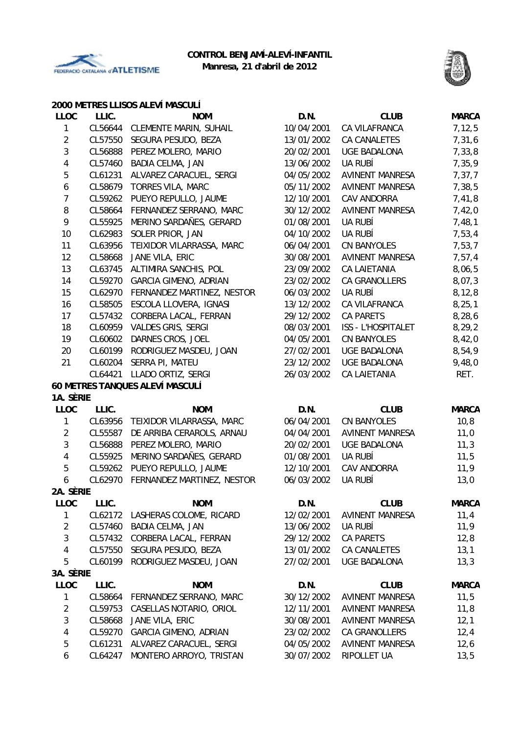**CONTROL BENJAMÍ-ALEVÍ-INFANTIL**
**Manresa, 21 d'abril de 2012**

**2000 METRES LLISOS ALEVÍ MASCULÍ**

| LLOC | LLIC. | NOM | D.N. | CLUB | MARCA |
|---|---|---|---|---|---|
| 1 | CL56644 | CLEMENTE MARIN, SUHAIL | 10/04/2001 | CA VILAFRANCA | 7,12,5 |
| 2 | CL57550 | SEGURA PESUDO, BEZA | 13/01/2002 | CA CANALETES | 7,31,6 |
| 3 | CL56888 | PEREZ MOLERO, MARIO | 20/02/2001 | UGE BADALONA | 7,33,8 |
| 4 | CL57460 | BADIA CELMA, JAN | 13/06/2002 | UA RUBÍ | 7,35,9 |
| 5 | CL61231 | ALVAREZ CARACUEL, SERGI | 04/05/2002 | AVINENT MANRESA | 7,37,7 |
| 6 | CL58679 | TORRES VILA, MARC | 05/11/2002 | AVINENT MANRESA | 7,38,5 |
| 7 | CL59262 | PUEYO REPULLO, JAUME | 12/10/2001 | CAV ANDORRA | 7,41,8 |
| 8 | CL58664 | FERNANDEZ SERRANO, MARC | 30/12/2002 | AVINENT MANRESA | 7,42,0 |
| 9 | CL55925 | MERINO SARDAÑES, GERARD | 01/08/2001 | UA RUBÍ | 7,48,1 |
| 10 | CL62983 | SOLER PRIOR, JAN | 04/10/2002 | UA RUBÍ | 7,53,4 |
| 11 | CL63956 | TEIXIDOR VILARRASSA, MARC | 06/04/2001 | CN BANYOLES | 7,53,7 |
| 12 | CL58668 | JANE VILA, ERIC | 30/08/2001 | AVINENT MANRESA | 7,57,4 |
| 13 | CL63745 | ALTIMIRA SANCHIS, POL | 23/09/2002 | CA LAIETANIA | 8,06,5 |
| 14 | CL59270 | GARCIA GIMENO, ADRIAN | 23/02/2002 | CA GRANOLLERS | 8,07,3 |
| 15 | CL62970 | FERNANDEZ MARTINEZ, NESTOR | 06/03/2002 | UA RUBÍ | 8,12,8 |
| 16 | CL58505 | ESCOLA LLOVERA, IGNASI | 13/12/2002 | CA VILAFRANCA | 8,25,1 |
| 17 | CL57432 | CORBERA LACAL, FERRAN | 29/12/2002 | CA PARETS | 8,28,6 |
| 18 | CL60959 | VALDES GRIS, SERGI | 08/03/2001 | ISS - L'HOSPITALET | 8,29,2 |
| 19 | CL60602 | DARNES CROS, JOEL | 04/05/2001 | CN BANYOLES | 8,42,0 |
| 20 | CL60199 | RODRIGUEZ MASDEU, JOAN | 27/02/2001 | UGE BADALONA | 8,54,9 |
| 21 | CL60204 | SERRA PI, MATEU | 23/12/2002 | UGE BADALONA | 9,48,0 |
| | CL64421 | LLADO ORTIZ, SERGI | 26/03/2002 | CA LAIETANIA | RET. |

**60 METRES TANQUES ALEVÍ MASCULÍ**

**1A. SÈRIE**

| LLOC | LLIC. | NOM | D.N. | CLUB | MARCA |
|---|---|---|---|---|---|
| 1 | CL63956 | TEIXIDOR VILARRASSA, MARC | 06/04/2001 | CN BANYOLES | 10,8 |
| 2 | CL55587 | DE ARRIBA CERAROLS, ARNAU | 04/04/2001 | AVINENT MANRESA | 11,0 |
| 3 | CL56888 | PEREZ MOLERO, MARIO | 20/02/2001 | UGE BADALONA | 11,3 |
| 4 | CL55925 | MERINO SARDAÑES, GERARD | 01/08/2001 | UA RUBÍ | 11,5 |
| 5 | CL59262 | PUEYO REPULLO, JAUME | 12/10/2001 | CAV ANDORRA | 11,9 |
| 6 | CL62970 | FERNANDEZ MARTINEZ, NESTOR | 06/03/2002 | UA RUBÍ | 13,0 |

**2A. SÈRIE**

| LLOC | LLIC. | NOM | D.N. | CLUB | MARCA |
|---|---|---|---|---|---|
| 1 | CL62172 | LASHERAS COLOME, RICARD | 12/02/2001 | AVINENT MANRESA | 11,4 |
| 2 | CL57460 | BADIA CELMA, JAN | 13/06/2002 | UA RUBÍ | 11,9 |
| 3 | CL57432 | CORBERA LACAL, FERRAN | 29/12/2002 | CA PARETS | 12,8 |
| 4 | CL57550 | SEGURA PESUDO, BEZA | 13/01/2002 | CA CANALETES | 13,1 |
| 5 | CL60199 | RODRIGUEZ MASDEU, JOAN | 27/02/2001 | UGE BADALONA | 13,3 |

**3A. SÈRIE**

| LLOC | LLIC. | NOM | D.N. | CLUB | MARCA |
|---|---|---|---|---|---|
| 1 | CL58664 | FERNANDEZ SERRANO, MARC | 30/12/2002 | AVINENT MANRESA | 11,5 |
| 2 | CL59753 | CASELLAS NOTARIO, ORIOL | 12/11/2001 | AVINENT MANRESA | 11,8 |
| 3 | CL58668 | JANE VILA, ERIC | 30/08/2001 | AVINENT MANRESA | 12,1 |
| 4 | CL59270 | GARCIA GIMENO, ADRIAN | 23/02/2002 | CA GRANOLLERS | 12,4 |
| 5 | CL61231 | ALVAREZ CARACUEL, SERGI | 04/05/2002 | AVINENT MANRESA | 12,6 |
| 6 | CL64247 | MONTERO ARROYO, TRISTAN | 30/07/2002 | RIPOLLET UA | 13,5 |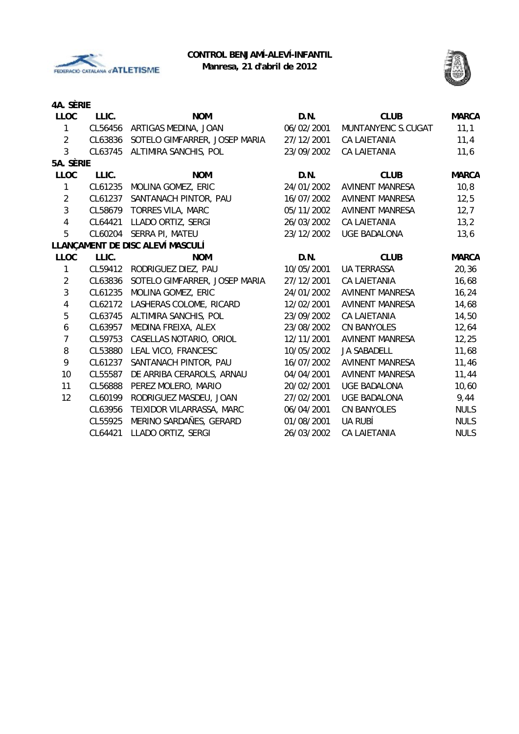**CONTROL BENJAMÍ-ALEVÍ-INFANTIL**
**Manresa, 21 d'abril de 2012**

**4A. SÈRIE**

| LLOC | LLIC. | NOM | D.N. | CLUB | MARCA |
|---|---|---|---|---|---|
| 1 | CL56456 | ARTIGAS MEDINA, JOAN | 06/02/2001 | MUNTANYENC S.CUGAT | 11,1 |
| 2 | CL63836 | SOTELO GIMFARRER, JOSEP MARIA | 27/12/2001 | CA LAIETANIA | 11,4 |
| 3 | CL63745 | ALTIMIRA SANCHIS, POL | 23/09/2002 | CA LAIETANIA | 11,6 |

**5A. SÈRIE**

| LLOC | LLIC. | NOM | D.N. | CLUB | MARCA |
|---|---|---|---|---|---|
| 1 | CL61235 | MOLINA GOMEZ, ERIC | 24/01/2002 | AVINENT MANRESA | 10,8 |
| 2 | CL61237 | SANTANACH PINTOR, PAU | 16/07/2002 | AVINENT MANRESA | 12,5 |
| 3 | CL58679 | TORRES VILA, MARC | 05/11/2002 | AVINENT MANRESA | 12,7 |
| 4 | CL64421 | LLADO ORTIZ, SERGI | 26/03/2002 | CA LAIETANIA | 13,2 |
| 5 | CL60204 | SERRA PI, MATEU | 23/12/2002 | UGE BADALONA | 13,6 |

**LLANÇAMENT DE DISC ALEVÍ MASCULÍ**

| LLOC | LLIC. | NOM | D.N. | CLUB | MARCA |
|---|---|---|---|---|---|
| 1 | CL59412 | RODRIGUEZ DIEZ, PAU | 10/05/2001 | UA TERRASSA | 20,36 |
| 2 | CL63836 | SOTELO GIMFARRER, JOSEP MARIA | 27/12/2001 | CA LAIETANIA | 16,68 |
| 3 | CL61235 | MOLINA GOMEZ, ERIC | 24/01/2002 | AVINENT MANRESA | 16,24 |
| 4 | CL62172 | LASHERAS COLOME, RICARD | 12/02/2001 | AVINENT MANRESA | 14,68 |
| 5 | CL63745 | ALTIMIRA SANCHIS, POL | 23/09/2002 | CA LAIETANIA | 14,50 |
| 6 | CL63957 | MEDINA FREIXA, ALEX | 23/08/2002 | CN BANYOLES | 12,64 |
| 7 | CL59753 | CASELLAS NOTARIO, ORIOL | 12/11/2001 | AVINENT MANRESA | 12,25 |
| 8 | CL53880 | LEAL VICO, FRANCESC | 10/05/2002 | JA SABADELL | 11,68 |
| 9 | CL61237 | SANTANACH PINTOR, PAU | 16/07/2002 | AVINENT MANRESA | 11,46 |
| 10 | CL55587 | DE ARRIBA CERAROLS, ARNAU | 04/04/2001 | AVINENT MANRESA | 11,44 |
| 11 | CL56888 | PEREZ MOLERO, MARIO | 20/02/2001 | UGE BADALONA | 10,60 |
| 12 | CL60199 | RODRIGUEZ MASDEU, JOAN | 27/02/2001 | UGE BADALONA | 9,44 |
| | CL63956 | TEIXIDOR VILARRASSA, MARC | 06/04/2001 | CN BANYOLES | NULS |
| | CL55925 | MERINO SARDAÑES, GERARD | 01/08/2001 | UA RUBÍ | NULS |
| | CL64421 | LLADO ORTIZ, SERGI | 26/03/2002 | CA LAIETANIA | NULS |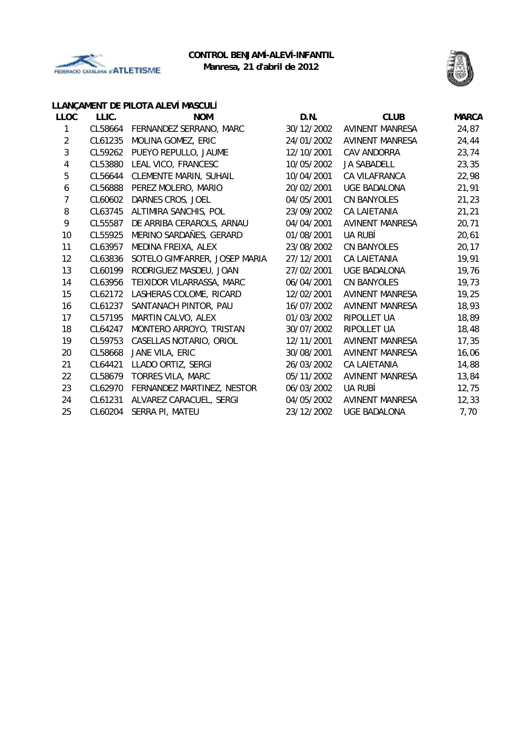**CONTROL BENJAMÍ-ALEVÍ-INFANTIL**
**Manresa, 21 d'abril de 2012**

### LLANÇAMENT DE PILOTA ALEVÍ MASCULÍ

| LLOC | LLIC. | NOM | D.N. | CLUB | MARCA |
|---|---|---|---|---|---|
| 1 | CL58664 | FERNANDEZ SERRANO, MARC | 30/12/2002 | AVINENT MANRESA | 24,87 |
| 2 | CL61235 | MOLINA GOMEZ, ERIC | 24/01/2002 | AVINENT MANRESA | 24,44 |
| 3 | CL59262 | PUEYO REPULLO, JAUME | 12/10/2001 | CAV ANDORRA | 23,74 |
| 4 | CL53880 | LEAL VICO, FRANCESC | 10/05/2002 | JA SABADELL | 23,35 |
| 5 | CL56644 | CLEMENTE MARIN, SUHAIL | 10/04/2001 | CA VILAFRANCA | 22,98 |
| 6 | CL56888 | PEREZ MOLERO, MARIO | 20/02/2001 | UGE BADALONA | 21,91 |
| 7 | CL60602 | DARNES CROS, JOEL | 04/05/2001 | CN BANYOLES | 21,23 |
| 8 | CL63745 | ALTIMIRA SANCHIS, POL | 23/09/2002 | CA LAIETANIA | 21,21 |
| 9 | CL55587 | DE ARRIBA CERAROLS, ARNAU | 04/04/2001 | AVINENT MANRESA | 20,71 |
| 10 | CL55925 | MERINO SARDAÑES, GERARD | 01/08/2001 | UA RUBÍ | 20,61 |
| 11 | CL63957 | MEDINA FREIXA, ALEX | 23/08/2002 | CN BANYOLES | 20,17 |
| 12 | CL63836 | SOTELO GIMFARRER, JOSEP MARIA | 27/12/2001 | CA LAIETANIA | 19,91 |
| 13 | CL60199 | RODRIGUEZ MASDEU, JOAN | 27/02/2001 | UGE BADALONA | 19,76 |
| 14 | CL63956 | TEIXIDOR VILARRASSA, MARC | 06/04/2001 | CN BANYOLES | 19,73 |
| 15 | CL62172 | LASHERAS COLOME, RICARD | 12/02/2001 | AVINENT MANRESA | 19,25 |
| 16 | CL61237 | SANTANACH PINTOR, PAU | 16/07/2002 | AVINENT MANRESA | 18,93 |
| 17 | CL57195 | MARTIN CALVO, ALEX | 01/03/2002 | RIPOLLET UA | 18,89 |
| 18 | CL64247 | MONTERO ARROYO, TRISTAN | 30/07/2002 | RIPOLLET UA | 18,48 |
| 19 | CL59753 | CASELLAS NOTARIO, ORIOL | 12/11/2001 | AVINENT MANRESA | 17,35 |
| 20 | CL58668 | JANE VILA, ERIC | 30/08/2001 | AVINENT MANRESA | 16,06 |
| 21 | CL64421 | LLADO ORTIZ, SERGI | 26/03/2002 | CA LAIETANIA | 14,88 |
| 22 | CL58679 | TORRES VILA, MARC | 05/11/2002 | AVINENT MANRESA | 13,84 |
| 23 | CL62970 | FERNANDEZ MARTINEZ, NESTOR | 06/03/2002 | UA RUBÍ | 12,75 |
| 24 | CL61231 | ALVAREZ CARACUEL, SERGI | 04/05/2002 | AVINENT MANRESA | 12,33 |
| 25 | CL60204 | SERRA PI, MATEU | 23/12/2002 | UGE BADALONA | 7,70 |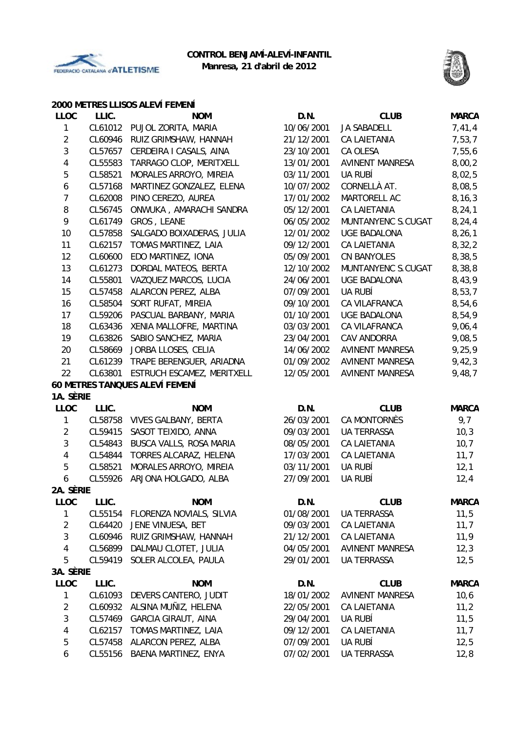**CONTROL BENJAMÍ-ALEVÍ-INFANTIL**
**Manresa, 21 d'abril de 2012**

## 2000 METRES LLISOS ALEVÍ FEMENÍ

| LLOC | LLIC. | NOM | D.N. | CLUB | MARCA |
|---|---|---|---|---|---|
| 1 | CL61012 | PUJOL ZORITA, MARIA | 10/06/2001 | JA SABADELL | 7,41,4 |
| 2 | CL60946 | RUIZ GRIMSHAW, HANNAH | 21/12/2001 | CA LAIETANIA | 7,53,7 |
| 3 | CL57657 | CERDEIRA I CASALS, AINA | 23/10/2001 | CA OLESA | 7,55,6 |
| 4 | CL55583 | TARRAGO CLOP, MERITXELL | 13/01/2001 | AVINENT MANRESA | 8,00,2 |
| 5 | CL58521 | MORALES ARROYO, MIREIA | 03/11/2001 | UA RUBÍ | 8,02,5 |
| 6 | CL57168 | MARTINEZ GONZALEZ, ELENA | 10/07/2002 | CORNELLÀ AT. | 8,08,5 |
| 7 | CL62008 | PINO CEREZO, AUREA | 17/01/2002 | MARTORELL AC | 8,16,3 |
| 8 | CL56745 | ONWUKA , AMARACHI SANDRA | 05/12/2001 | CA LAIETANIA | 8,24,1 |
| 9 | CL61749 | GROS , LEANE | 06/05/2002 | MUNTANYENC S.CUGAT | 8,24,4 |
| 10 | CL57858 | SALGADO BOIXADERAS, JULIA | 12/01/2002 | UGE BADALONA | 8,26,1 |
| 11 | CL62157 | TOMAS MARTINEZ, LAIA | 09/12/2001 | CA LAIETANIA | 8,32,2 |
| 12 | CL60600 | EDO MARTINEZ, IONA | 05/09/2001 | CN BANYOLES | 8,38,5 |
| 13 | CL61273 | DORDAL MATEOS, BERTA | 12/10/2002 | MUNTANYENC S.CUGAT | 8,38,8 |
| 14 | CL55801 | VAZQUEZ MARCOS, LUCIA | 24/06/2001 | UGE BADALONA | 8,43,9 |
| 15 | CL57458 | ALARCON PEREZ, ALBA | 07/09/2001 | UA RUBÍ | 8,53,7 |
| 16 | CL58504 | SORT RUFAT, MIREIA | 09/10/2001 | CA VILAFRANCA | 8,54,6 |
| 17 | CL59206 | PASCUAL BARBANY, MARIA | 01/10/2001 | UGE BADALONA | 8,54,9 |
| 18 | CL63436 | XENIA MALLOFRE, MARTINA | 03/03/2001 | CA VILAFRANCA | 9,06,4 |
| 19 | CL63826 | SABIO SANCHEZ, MARIA | 23/04/2001 | CAV ANDORRA | 9,08,5 |
| 20 | CL58669 | JORBA LLOSES, CELIA | 14/06/2002 | AVINENT MANRESA | 9,25,9 |
| 21 | CL61239 | TRAPE BERENGUER, ARIADNA | 01/09/2002 | AVINENT MANRESA | 9,42,3 |
| 22 | CL63801 | ESTRUCH ESCAMEZ, MERITXELL | 12/05/2001 | AVINENT MANRESA | 9,48,7 |

## 60 METRES TANQUES ALEVÍ FEMENÍ

### 1A. SÈRIE

| LLOC | LLIC. | NOM | D.N. | CLUB | MARCA |
|---|---|---|---|---|---|
| 1 | CL58758 | VIVES GALBANY, BERTA | 26/03/2001 | CA MONTORNÈS | 9,7 |
| 2 | CL59415 | SASOT TEIXIDO, ANNA | 09/03/2001 | UA TERRASSA | 10,3 |
| 3 | CL54843 | BUSCA VALLS, ROSA MARIA | 08/05/2001 | CA LAIETANIA | 10,7 |
| 4 | CL54844 | TORRES ALCARAZ, HELENA | 17/03/2001 | CA LAIETANIA | 11,7 |
| 5 | CL58521 | MORALES ARROYO, MIREIA | 03/11/2001 | UA RUBÍ | 12,1 |
| 6 | CL55926 | ARJONA HOLGADO, ALBA | 27/09/2001 | UA RUBÍ | 12,4 |

### 2A. SÈRIE

| LLOC | LLIC. | NOM | D.N. | CLUB | MARCA |
|---|---|---|---|---|---|
| 1 | CL55154 | FLORENZA NOVIALS, SILVIA | 01/08/2001 | UA TERRASSA | 11,5 |
| 2 | CL64420 | JENE VINUESA, BET | 09/03/2001 | CA LAIETANIA | 11,7 |
| 3 | CL60946 | RUIZ GRIMSHAW, HANNAH | 21/12/2001 | CA LAIETANIA | 11,9 |
| 4 | CL56899 | DALMAU CLOTET, JULIA | 04/05/2001 | AVINENT MANRESA | 12,3 |
| 5 | CL59419 | SOLER ALCOLEA, PAULA | 29/01/2001 | UA TERRASSA | 12,5 |

### 3A. SÈRIE

| LLOC | LLIC. | NOM | D.N. | CLUB | MARCA |
|---|---|---|---|---|---|
| 1 | CL61093 | DEVERS CANTERO, JUDIT | 18/01/2002 | AVINENT MANRESA | 10,6 |
| 2 | CL60932 | ALSINA MUÑIZ, HELENA | 22/05/2001 | CA LAIETANIA | 11,2 |
| 3 | CL57469 | GARCIA GIRAUT, AINA | 29/04/2001 | UA RUBÍ | 11,5 |
| 4 | CL62157 | TOMAS MARTINEZ, LAIA | 09/12/2001 | CA LAIETANIA | 11,7 |
| 5 | CL57458 | ALARCON PEREZ, ALBA | 07/09/2001 | UA RUBÍ | 12,5 |
| 6 | CL55156 | BAENA MARTINEZ, ENYA | 07/02/2001 | UA TERRASSA | 12,8 |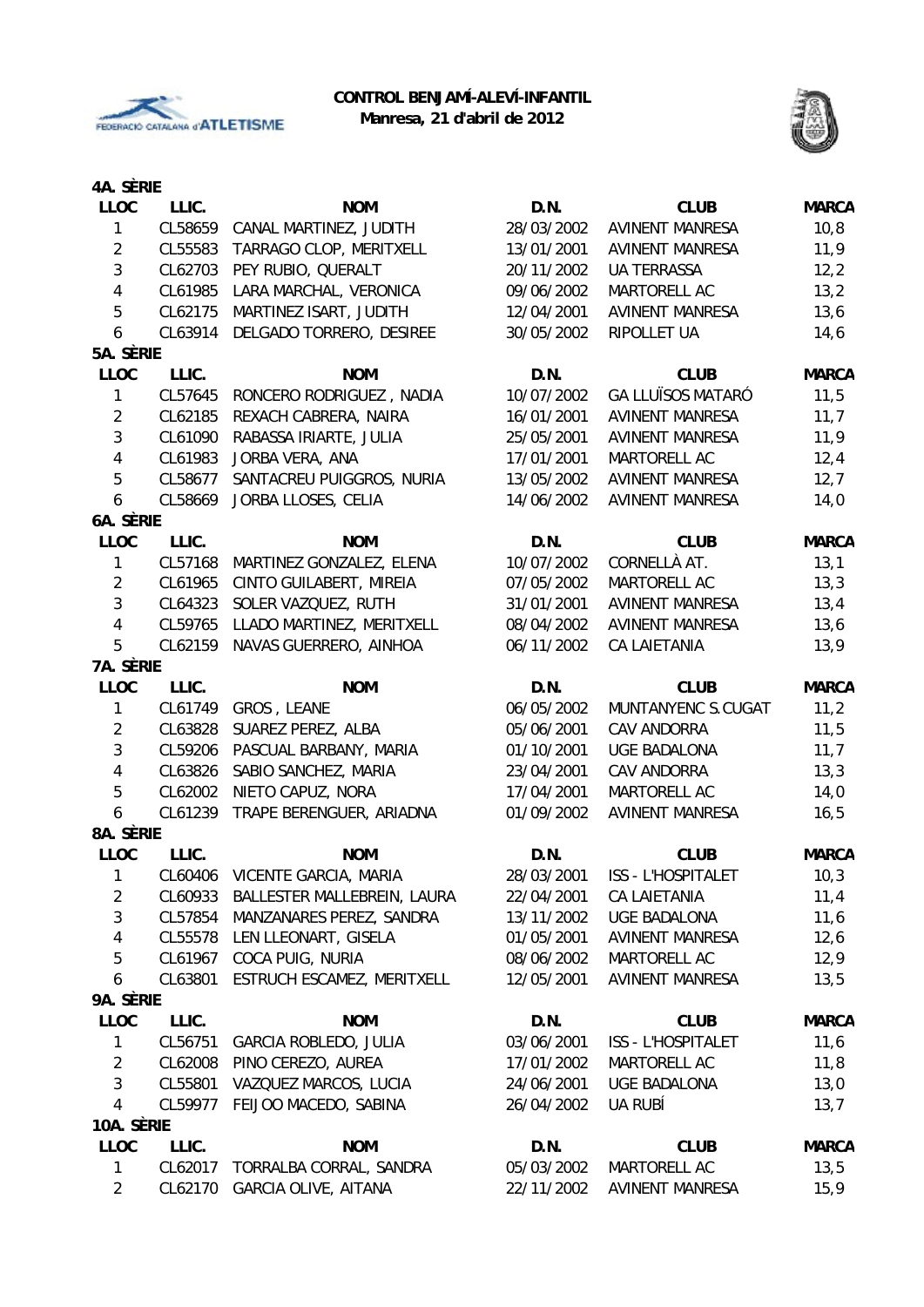**CONTROL BENJAMÍ-ALEVÍ-INFANTIL**
**Manresa, 21 d'abril de 2012**

**4A. SÈRIE**

| LLOC | LLIC. | NOM | D.N. | CLUB | MARCA |
|---|---|---|---|---|---|
| 1 | CL58659 | CANAL MARTINEZ, JUDITH | 28/03/2002 | AVINENT MANRESA | 10,8 |
| 2 | CL55583 | TARRAGO CLOP, MERITXELL | 13/01/2001 | AVINENT MANRESA | 11,9 |
| 3 | CL62703 | PEY RUBIO, QUERALT | 20/11/2002 | UA TERRASSA | 12,2 |
| 4 | CL61985 | LARA MARCHAL, VERONICA | 09/06/2002 | MARTORELL AC | 13,2 |
| 5 | CL62175 | MARTINEZ ISART, JUDITH | 12/04/2001 | AVINENT MANRESA | 13,6 |
| 6 | CL63914 | DELGADO TORRERO, DESIREE | 30/05/2002 | RIPOLLET UA | 14,6 |

**5A. SÈRIE**

| LLOC | LLIC. | NOM | D.N. | CLUB | MARCA |
|---|---|---|---|---|---|
| 1 | CL57645 | RONCERO RODRIGUEZ , NADIA | 10/07/2002 | GA LLUÏSOS MATARÓ | 11,5 |
| 2 | CL62185 | REXACH CABRERA, NAIRA | 16/01/2001 | AVINENT MANRESA | 11,7 |
| 3 | CL61090 | RABASSA IRIARTE, JULIA | 25/05/2001 | AVINENT MANRESA | 11,9 |
| 4 | CL61983 | JORBA VERA, ANA | 17/01/2001 | MARTORELL AC | 12,4 |
| 5 | CL58677 | SANTACREU PUIGGROS, NURIA | 13/05/2002 | AVINENT MANRESA | 12,7 |
| 6 | CL58669 | JORBA LLOSES, CELIA | 14/06/2002 | AVINENT MANRESA | 14,0 |

**6A. SÈRIE**

| LLOC | LLIC. | NOM | D.N. | CLUB | MARCA |
|---|---|---|---|---|---|
| 1 | CL57168 | MARTINEZ GONZALEZ, ELENA | 10/07/2002 | CORNELLÀ AT. | 13,1 |
| 2 | CL61965 | CINTO GUILABERT, MIREIA | 07/05/2002 | MARTORELL AC | 13,3 |
| 3 | CL64323 | SOLER VAZQUEZ, RUTH | 31/01/2001 | AVINENT MANRESA | 13,4 |
| 4 | CL59765 | LLADO MARTINEZ, MERITXELL | 08/04/2002 | AVINENT MANRESA | 13,6 |
| 5 | CL62159 | NAVAS GUERRERO, AINHOA | 06/11/2002 | CA LAIETANIA | 13,9 |

**7A. SÈRIE**

| LLOC | LLIC. | NOM | D.N. | CLUB | MARCA |
|---|---|---|---|---|---|
| 1 | CL61749 | GROS , LEANE | 06/05/2002 | MUNTANYENC S.CUGAT | 11,2 |
| 2 | CL63828 | SUAREZ PEREZ, ALBA | 05/06/2001 | CAV ANDORRA | 11,5 |
| 3 | CL59206 | PASCUAL BARBANY, MARIA | 01/10/2001 | UGE BADALONA | 11,7 |
| 4 | CL63826 | SABIO SANCHEZ, MARIA | 23/04/2001 | CAV ANDORRA | 13,3 |
| 5 | CL62002 | NIETO CAPUZ, NORA | 17/04/2001 | MARTORELL AC | 14,0 |
| 6 | CL61239 | TRAPE BERENGUER, ARIADNA | 01/09/2002 | AVINENT MANRESA | 16,5 |

**8A. SÈRIE**

| LLOC | LLIC. | NOM | D.N. | CLUB | MARCA |
|---|---|---|---|---|---|
| 1 | CL60406 | VICENTE GARCIA, MARIA | 28/03/2001 | ISS - L'HOSPITALET | 10,3 |
| 2 | CL60933 | BALLESTER MALLEBREIN, LAURA | 22/04/2001 | CA LAIETANIA | 11,4 |
| 3 | CL57854 | MANZANARES PEREZ, SANDRA | 13/11/2002 | UGE BADALONA | 11,6 |
| 4 | CL55578 | LEN LLEONART, GISELA | 01/05/2001 | AVINENT MANRESA | 12,6 |
| 5 | CL61967 | COCA PUIG, NURIA | 08/06/2002 | MARTORELL AC | 12,9 |
| 6 | CL63801 | ESTRUCH ESCAMEZ, MERITXELL | 12/05/2001 | AVINENT MANRESA | 13,5 |

**9A. SÈRIE**

| LLOC | LLIC. | NOM | D.N. | CLUB | MARCA |
|---|---|---|---|---|---|
| 1 | CL56751 | GARCIA ROBLEDO, JULIA | 03/06/2001 | ISS - L'HOSPITALET | 11,6 |
| 2 | CL62008 | PINO CEREZO, AUREA | 17/01/2002 | MARTORELL AC | 11,8 |
| 3 | CL55801 | VAZQUEZ MARCOS, LUCIA | 24/06/2001 | UGE BADALONA | 13,0 |
| 4 | CL59977 | FEIJOO MACEDO, SABINA | 26/04/2002 | UA RUBÍ | 13,7 |

**10A. SÈRIE**

| LLOC | LLIC. | NOM | D.N. | CLUB | MARCA |
|---|---|---|---|---|---|
| 1 | CL62017 | TORRALBA CORRAL, SANDRA | 05/03/2002 | MARTORELL AC | 13,5 |
| 2 | CL62170 | GARCIA OLIVE, AITANA | 22/11/2002 | AVINENT MANRESA | 15,9 |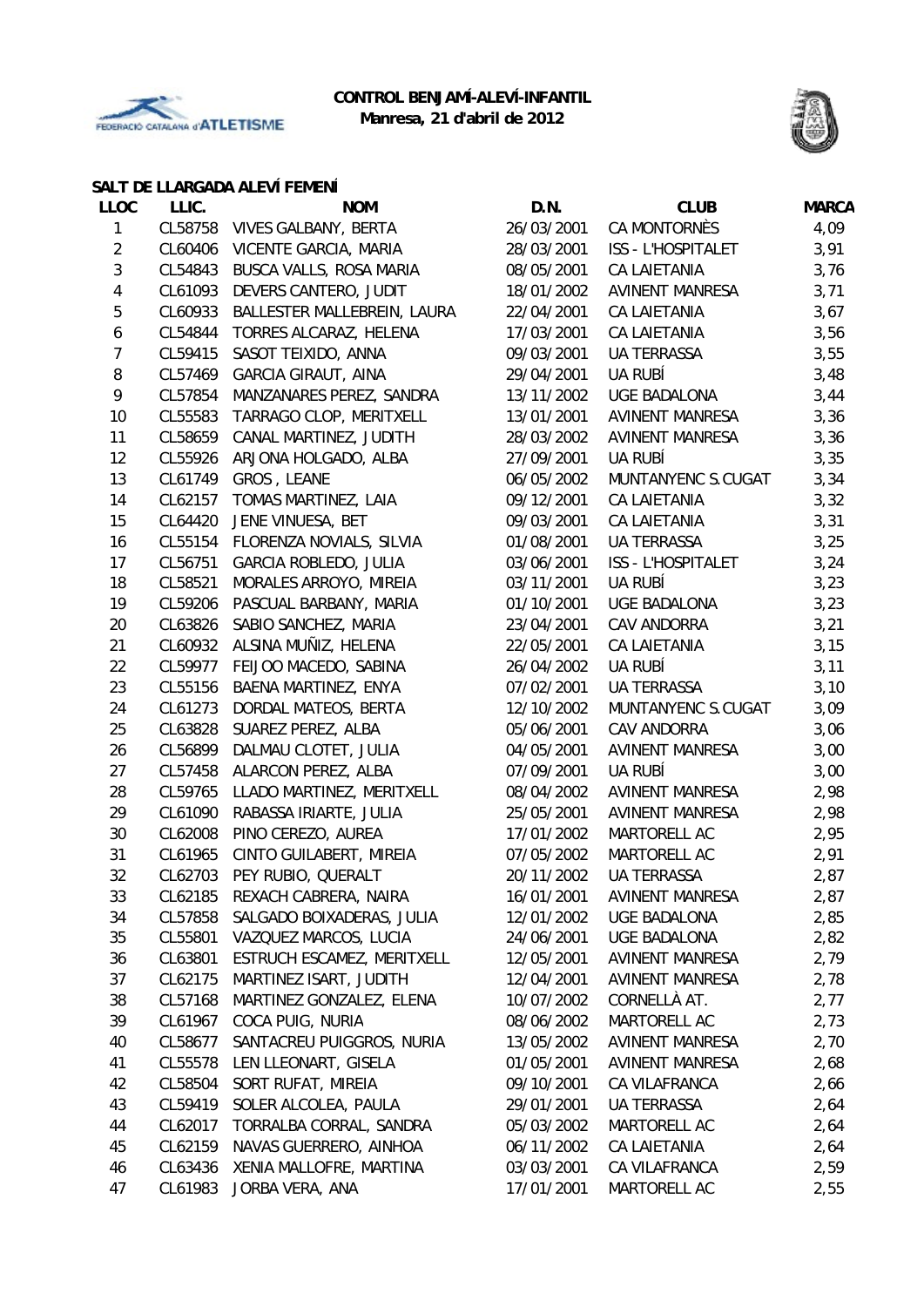**CONTROL BENJAMÍ-ALEVÍ-INFANTIL**
**Manresa, 21 d'abril de 2012**

**SALT DE LLARGADA ALEVÍ FEMENÍ**

| LLOC | LLIC. | NOM | D.N. | CLUB | MARCA |
|---|---|---|---|---|---|
| 1 | CL58758 | VIVES GALBANY, BERTA | 26/03/2001 | CA MONTORNÈS | 4,09 |
| 2 | CL60406 | VICENTE GARCIA, MARIA | 28/03/2001 | ISS - L'HOSPITALET | 3,91 |
| 3 | CL54843 | BUSCA VALLS, ROSA MARIA | 08/05/2001 | CA LAIETANIA | 3,76 |
| 4 | CL61093 | DEVERS CANTERO, JUDIT | 18/01/2002 | AVINENT MANRESA | 3,71 |
| 5 | CL60933 | BALLESTER MALLEBREIN, LAURA | 22/04/2001 | CA LAIETANIA | 3,67 |
| 6 | CL54844 | TORRES ALCARAZ, HELENA | 17/03/2001 | CA LAIETANIA | 3,56 |
| 7 | CL59415 | SASOT TEIXIDO, ANNA | 09/03/2001 | UA TERRASSA | 3,55 |
| 8 | CL57469 | GARCIA GIRAUT, AINA | 29/04/2001 | UA RUBÍ | 3,48 |
| 9 | CL57854 | MANZANARES PEREZ, SANDRA | 13/11/2002 | UGE BADALONA | 3,44 |
| 10 | CL55583 | TARRAGO CLOP, MERITXELL | 13/01/2001 | AVINENT MANRESA | 3,36 |
| 11 | CL58659 | CANAL MARTINEZ, JUDITH | 28/03/2002 | AVINENT MANRESA | 3,36 |
| 12 | CL55926 | ARJONA HOLGADO, ALBA | 27/09/2001 | UA RUBÍ | 3,35 |
| 13 | CL61749 | GROS , LEANE | 06/05/2002 | MUNTANYENC S.CUGAT | 3,34 |
| 14 | CL62157 | TOMAS MARTINEZ, LAIA | 09/12/2001 | CA LAIETANIA | 3,32 |
| 15 | CL64420 | JENE VINUESA, BET | 09/03/2001 | CA LAIETANIA | 3,31 |
| 16 | CL55154 | FLORENZA NOVIALS, SILVIA | 01/08/2001 | UA TERRASSA | 3,25 |
| 17 | CL56751 | GARCIA ROBLEDO, JULIA | 03/06/2001 | ISS - L'HOSPITALET | 3,24 |
| 18 | CL58521 | MORALES ARROYO, MIREIA | 03/11/2001 | UA RUBÍ | 3,23 |
| 19 | CL59206 | PASCUAL BARBANY, MARIA | 01/10/2001 | UGE BADALONA | 3,23 |
| 20 | CL63826 | SABIO SANCHEZ, MARIA | 23/04/2001 | CAV ANDORRA | 3,21 |
| 21 | CL60932 | ALSINA MUÑIZ, HELENA | 22/05/2001 | CA LAIETANIA | 3,15 |
| 22 | CL59977 | FEIJOO MACEDO, SABINA | 26/04/2002 | UA RUBÍ | 3,11 |
| 23 | CL55156 | BAENA MARTINEZ, ENYA | 07/02/2001 | UA TERRASSA | 3,10 |
| 24 | CL61273 | DORDAL MATEOS, BERTA | 12/10/2002 | MUNTANYENC S.CUGAT | 3,09 |
| 25 | CL63828 | SUAREZ PEREZ, ALBA | 05/06/2001 | CAV ANDORRA | 3,06 |
| 26 | CL56899 | DALMAU CLOTET, JULIA | 04/05/2001 | AVINENT MANRESA | 3,00 |
| 27 | CL57458 | ALARCON PEREZ, ALBA | 07/09/2001 | UA RUBÍ | 3,00 |
| 28 | CL59765 | LLADO MARTINEZ, MERITXELL | 08/04/2002 | AVINENT MANRESA | 2,98 |
| 29 | CL61090 | RABASSA IRIARTE, JULIA | 25/05/2001 | AVINENT MANRESA | 2,98 |
| 30 | CL62008 | PINO CEREZO, AUREA | 17/01/2002 | MARTORELL AC | 2,95 |
| 31 | CL61965 | CINTO GUILABERT, MIREIA | 07/05/2002 | MARTORELL AC | 2,91 |
| 32 | CL62703 | PEY RUBIO, QUERALT | 20/11/2002 | UA TERRASSA | 2,87 |
| 33 | CL62185 | REXACH CABRERA, NAIRA | 16/01/2001 | AVINENT MANRESA | 2,87 |
| 34 | CL57858 | SALGADO BOIXADERAS, JULIA | 12/01/2002 | UGE BADALONA | 2,85 |
| 35 | CL55801 | VAZQUEZ MARCOS, LUCIA | 24/06/2001 | UGE BADALONA | 2,82 |
| 36 | CL63801 | ESTRUCH ESCAMEZ, MERITXELL | 12/05/2001 | AVINENT MANRESA | 2,79 |
| 37 | CL62175 | MARTINEZ ISART, JUDITH | 12/04/2001 | AVINENT MANRESA | 2,78 |
| 38 | CL57168 | MARTINEZ GONZALEZ, ELENA | 10/07/2002 | CORNELLÀ AT. | 2,77 |
| 39 | CL61967 | COCA PUIG, NURIA | 08/06/2002 | MARTORELL AC | 2,73 |
| 40 | CL58677 | SANTACREU PUIGGROS, NURIA | 13/05/2002 | AVINENT MANRESA | 2,70 |
| 41 | CL55578 | LEN LLEONART, GISELA | 01/05/2001 | AVINENT MANRESA | 2,68 |
| 42 | CL58504 | SORT RUFAT, MIREIA | 09/10/2001 | CA VILAFRANCA | 2,66 |
| 43 | CL59419 | SOLER ALCOLEA, PAULA | 29/01/2001 | UA TERRASSA | 2,64 |
| 44 | CL62017 | TORRALBA CORRAL, SANDRA | 05/03/2002 | MARTORELL AC | 2,64 |
| 45 | CL62159 | NAVAS GUERRERO, AINHOA | 06/11/2002 | CA LAIETANIA | 2,64 |
| 46 | CL63436 | XENIA MALLOFRE, MARTINA | 03/03/2001 | CA VILAFRANCA | 2,59 |
| 47 | CL61983 | JORBA VERA, ANA | 17/01/2001 | MARTORELL AC | 2,55 |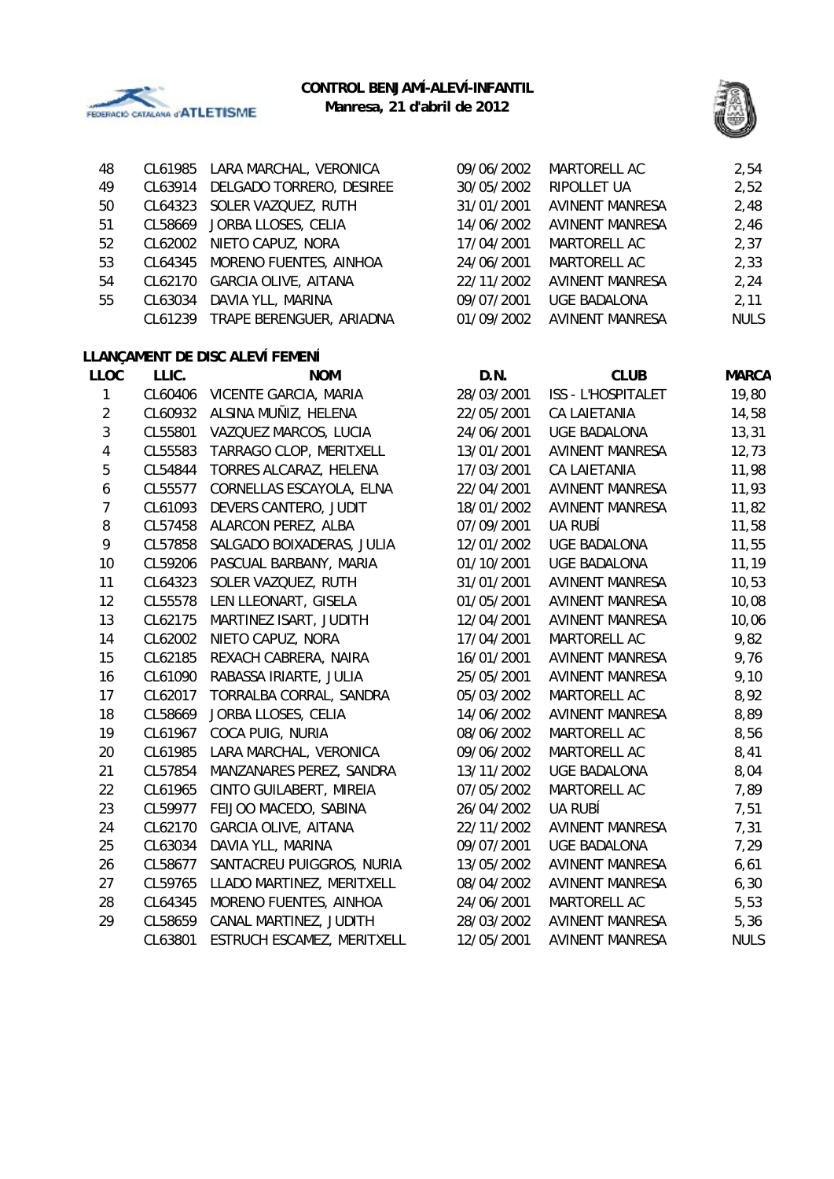| | | | | | |
|---|---|---|---|---|---|
| 48 | CL61985 | LARA MARCHAL, VERONICA | 09/06/2002 | MARTORELL AC | 2,54 |
| 49 | CL63914 | DELGADO TORRERO, DESIREE | 30/05/2002 | RIPOLLET UA | 2,52 |
| 50 | CL64323 | SOLER VAZQUEZ, RUTH | 31/01/2001 | AVINENT MANRESA | 2,48 |
| 51 | CL58669 | JORBA LLOSES, CELIA | 14/06/2002 | AVINENT MANRESA | 2,46 |
| 52 | CL62002 | NIETO CAPUZ, NORA | 17/04/2001 | MARTORELL AC | 2,37 |
| 53 | CL64345 | MORENO FUENTES, AINHOA | 24/06/2001 | MARTORELL AC | 2,33 |
| 54 | CL62170 | GARCIA OLIVE, AITANA | 22/11/2002 | AVINENT MANRESA | 2,24 |
| 55 | CL63034 | DAVIA YLL, MARINA | 09/07/2001 | UGE BADALONA | 2,11 |
| | CL61239 | TRAPE BERENGUER, ARIADNA | 01/09/2002 | AVINENT MANRESA | NULS |

**LLANÇAMENT DE DISC ALEVÍ FEMENÍ**

| LLOC | LLIC. | NOM | D.N. | CLUB | MARCA |
|---|---|---|---|---|---|
| 1 | CL60406 | VICENTE GARCIA, MARIA | 28/03/2001 | ISS - L'HOSPITALET | 19,80 |
| 2 | CL60932 | ALSINA MUÑIZ, HELENA | 22/05/2001 | CA LAIETANIA | 14,58 |
| 3 | CL55801 | VAZQUEZ MARCOS, LUCIA | 24/06/2001 | UGE BADALONA | 13,31 |
| 4 | CL55583 | TARRAGO CLOP, MERITXELL | 13/01/2001 | AVINENT MANRESA | 12,73 |
| 5 | CL54844 | TORRES ALCARAZ, HELENA | 17/03/2001 | CA LAIETANIA | 11,98 |
| 6 | CL55577 | CORNELLAS ESCAYOLA, ELNA | 22/04/2001 | AVINENT MANRESA | 11,93 |
| 7 | CL61093 | DEVERS CANTERO, JUDIT | 18/01/2002 | AVINENT MANRESA | 11,82 |
| 8 | CL57458 | ALARCON PEREZ, ALBA | 07/09/2001 | UA RUBÍ | 11,58 |
| 9 | CL57858 | SALGADO BOIXADERAS, JULIA | 12/01/2002 | UGE BADALONA | 11,55 |
| 10 | CL59206 | PASCUAL BARBANY, MARIA | 01/10/2001 | UGE BADALONA | 11,19 |
| 11 | CL64323 | SOLER VAZQUEZ, RUTH | 31/01/2001 | AVINENT MANRESA | 10,53 |
| 12 | CL55578 | LEN LLEONART, GISELA | 01/05/2001 | AVINENT MANRESA | 10,08 |
| 13 | CL62175 | MARTINEZ ISART, JUDITH | 12/04/2001 | AVINENT MANRESA | 10,06 |
| 14 | CL62002 | NIETO CAPUZ, NORA | 17/04/2001 | MARTORELL AC | 9,82 |
| 15 | CL62185 | REXACH CABRERA, NAIRA | 16/01/2001 | AVINENT MANRESA | 9,76 |
| 16 | CL61090 | RABASSA IRIARTE, JULIA | 25/05/2001 | AVINENT MANRESA | 9,10 |
| 17 | CL62017 | TORRALBA CORRAL, SANDRA | 05/03/2002 | MARTORELL AC | 8,92 |
| 18 | CL58669 | JORBA LLOSES, CELIA | 14/06/2002 | AVINENT MANRESA | 8,89 |
| 19 | CL61967 | COCA PUIG, NURIA | 08/06/2002 | MARTORELL AC | 8,56 |
| 20 | CL61985 | LARA MARCHAL, VERONICA | 09/06/2002 | MARTORELL AC | 8,41 |
| 21 | CL57854 | MANZANARES PEREZ, SANDRA | 13/11/2002 | UGE BADALONA | 8,04 |
| 22 | CL61965 | CINTO GUILABERT, MIREIA | 07/05/2002 | MARTORELL AC | 7,89 |
| 23 | CL59977 | FEIJOO MACEDO, SABINA | 26/04/2002 | UA RUBÍ | 7,51 |
| 24 | CL62170 | GARCIA OLIVE, AITANA | 22/11/2002 | AVINENT MANRESA | 7,31 |
| 25 | CL63034 | DAVIA YLL, MARINA | 09/07/2001 | UGE BADALONA | 7,29 |
| 26 | CL58677 | SANTACREU PUIGGROS, NURIA | 13/05/2002 | AVINENT MANRESA | 6,61 |
| 27 | CL59765 | LLADO MARTINEZ, MERITXELL | 08/04/2002 | AVINENT MANRESA | 6,30 |
| 28 | CL64345 | MORENO FUENTES, AINHOA | 24/06/2001 | MARTORELL AC | 5,53 |
| 29 | CL58659 | CANAL MARTINEZ, JUDITH | 28/03/2002 | AVINENT MANRESA | 5,36 |
| | CL63801 | ESTRUCH ESCAMEZ, MERITXELL | 12/05/2001 | AVINENT MANRESA | NULS |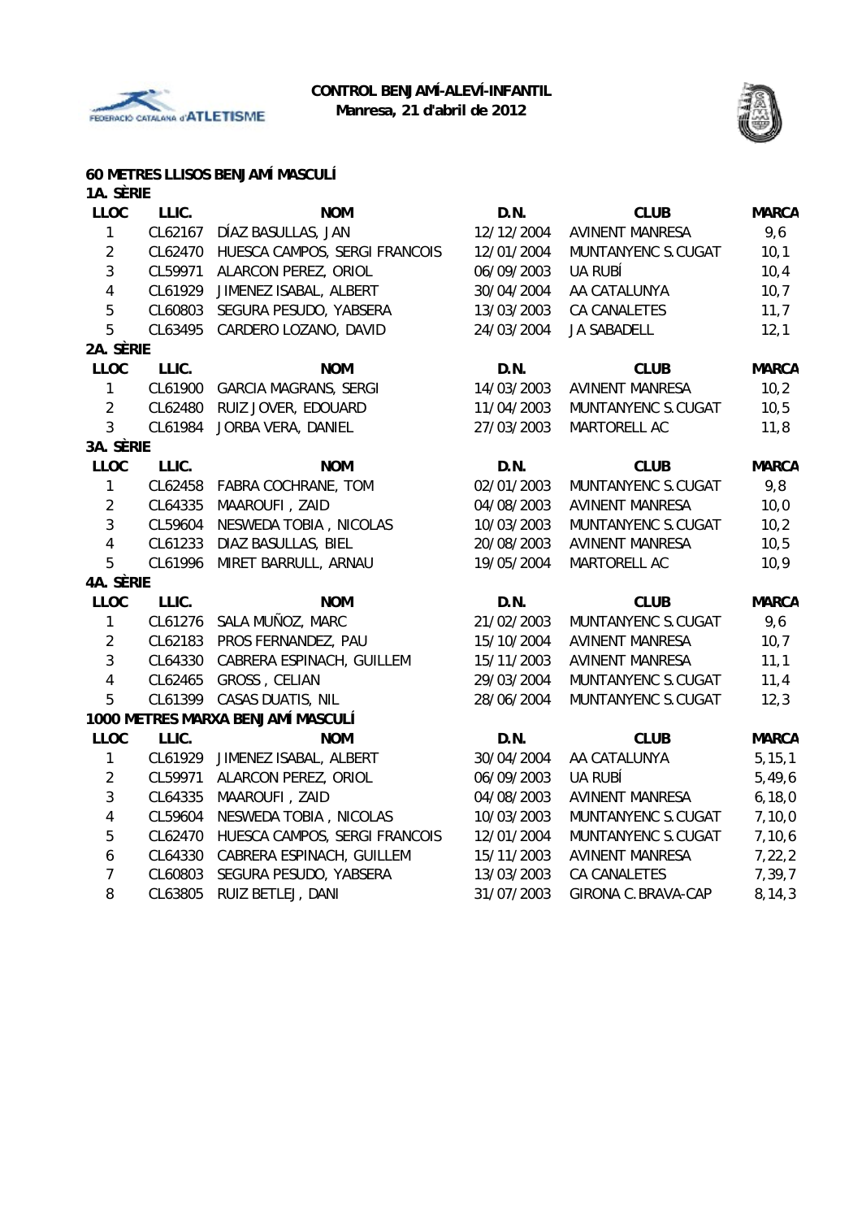**CONTROL BENJAMÍ-ALEVÍ-INFANTIL**
**Manresa, 21 d'abril de 2012**

### 60 METRES LLISOS BENJAMÍ MASCULÍ

**1A. SÈRIE**

| LLOC | LLIC. | NOM | D.N. | CLUB | MARCA |
|---|---|---|---|---|---|
| 1 | CL62167 | DÍAZ BASULLAS, JAN | 12/12/2004 | AVINENT MANRESA | 9,6 |
| 2 | CL62470 | HUESCA CAMPOS, SERGI FRANCOIS | 12/01/2004 | MUNTANYENC S.CUGAT | 10,1 |
| 3 | CL59971 | ALARCON PEREZ, ORIOL | 06/09/2003 | UA RUBÍ | 10,4 |
| 4 | CL61929 | JIMENEZ ISABAL, ALBERT | 30/04/2004 | AA CATALUNYA | 10,7 |
| 5 | CL60803 | SEGURA PESUDO, YABSERA | 13/03/2003 | CA CANALETES | 11,7 |
| 5 | CL63495 | CARDERO LOZANO, DAVID | 24/03/2004 | JA SABADELL | 12,1 |

**2A. SÈRIE**

| LLOC | LLIC. | NOM | D.N. | CLUB | MARCA |
|---|---|---|---|---|---|
| 1 | CL61900 | GARCIA MAGRANS, SERGI | 14/03/2003 | AVINENT MANRESA | 10,2 |
| 2 | CL62480 | RUIZ JOVER, EDOUARD | 11/04/2003 | MUNTANYENC S.CUGAT | 10,5 |
| 3 | CL61984 | JORBA VERA, DANIEL | 27/03/2003 | MARTORELL AC | 11,8 |

**3A. SÈRIE**

| LLOC | LLIC. | NOM | D.N. | CLUB | MARCA |
|---|---|---|---|---|---|
| 1 | CL62458 | FABRA COCHRANE, TOM | 02/01/2003 | MUNTANYENC S.CUGAT | 9,8 |
| 2 | CL64335 | MAAROUFI , ZAID | 04/08/2003 | AVINENT MANRESA | 10,0 |
| 3 | CL59604 | NESWEDA TOBIA , NICOLAS | 10/03/2003 | MUNTANYENC S.CUGAT | 10,2 |
| 4 | CL61233 | DIAZ BASULLAS, BIEL | 20/08/2003 | AVINENT MANRESA | 10,5 |
| 5 | CL61996 | MIRET BARRULL, ARNAU | 19/05/2004 | MARTORELL AC | 10,9 |

**4A. SÈRIE**

| LLOC | LLIC. | NOM | D.N. | CLUB | MARCA |
|---|---|---|---|---|---|
| 1 | CL61276 | SALA MUÑOZ, MARC | 21/02/2003 | MUNTANYENC S.CUGAT | 9,6 |
| 2 | CL62183 | PROS FERNANDEZ, PAU | 15/10/2004 | AVINENT MANRESA | 10,7 |
| 3 | CL64330 | CABRERA ESPINACH, GUILLEM | 15/11/2003 | AVINENT MANRESA | 11,1 |
| 4 | CL62465 | GROSS , CELIAN | 29/03/2004 | MUNTANYENC S.CUGAT | 11,4 |
| 5 | CL61399 | CASAS DUATIS, NIL | 28/06/2004 | MUNTANYENC S.CUGAT | 12,3 |

### 1000 METRES MARXA BENJAMÍ MASCULÍ

| LLOC | LLIC. | NOM | D.N. | CLUB | MARCA |
|---|---|---|---|---|---|
| 1 | CL61929 | JIMENEZ ISABAL, ALBERT | 30/04/2004 | AA CATALUNYA | 5,15,1 |
| 2 | CL59971 | ALARCON PEREZ, ORIOL | 06/09/2003 | UA RUBÍ | 5,49,6 |
| 3 | CL64335 | MAAROUFI , ZAID | 04/08/2003 | AVINENT MANRESA | 6,18,0 |
| 4 | CL59604 | NESWEDA TOBIA , NICOLAS | 10/03/2003 | MUNTANYENC S.CUGAT | 7,10,0 |
| 5 | CL62470 | HUESCA CAMPOS, SERGI FRANCOIS | 12/01/2004 | MUNTANYENC S.CUGAT | 7,10,6 |
| 6 | CL64330 | CABRERA ESPINACH, GUILLEM | 15/11/2003 | AVINENT MANRESA | 7,22,2 |
| 7 | CL60803 | SEGURA PESUDO, YABSERA | 13/03/2003 | CA CANALETES | 7,39,7 |
| 8 | CL63805 | RUIZ BETLEJ, DANI | 31/07/2003 | GIRONA C.BRAVA-CAP | 8,14,3 |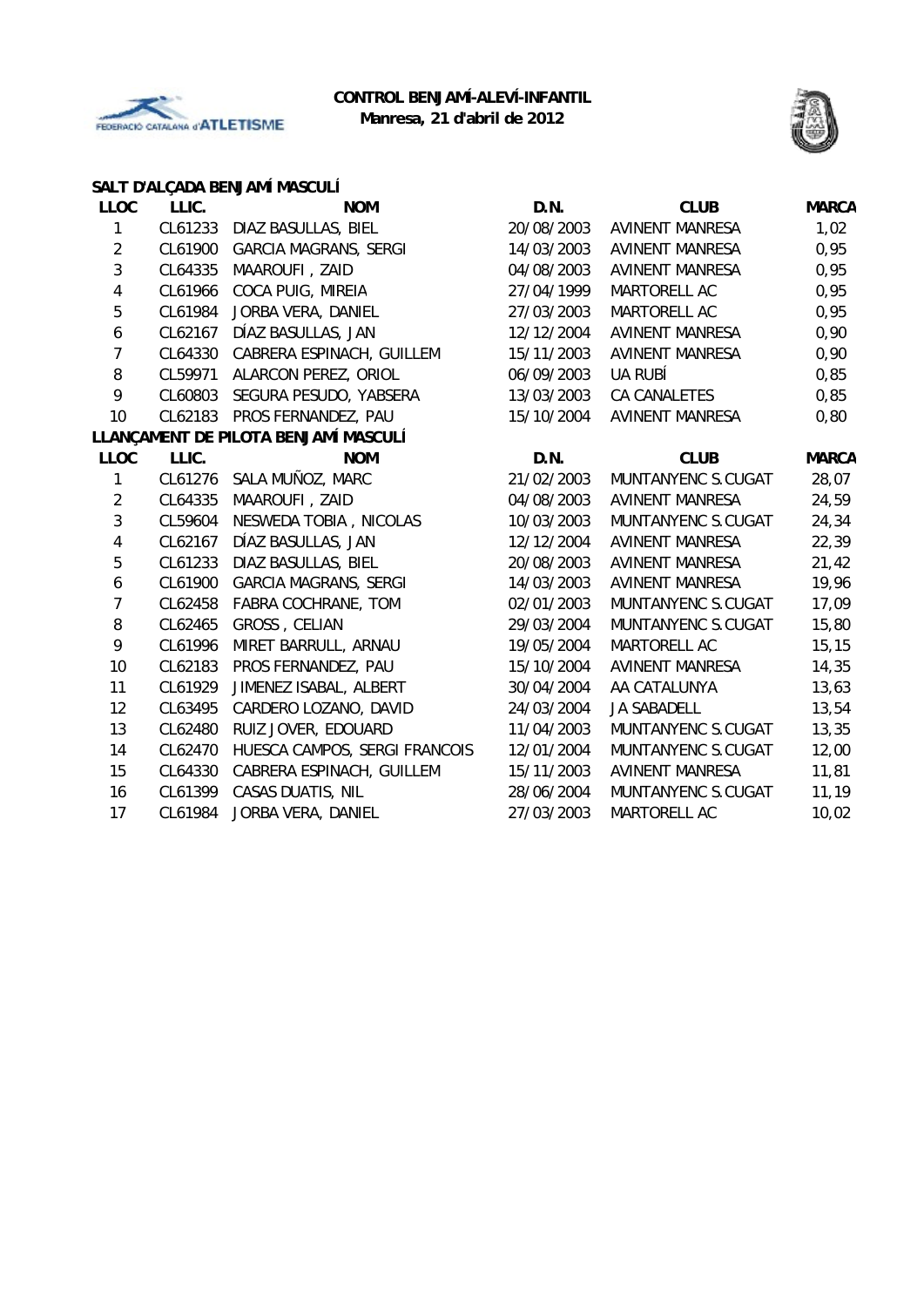**CONTROL BENJAMÍ-ALEVÍ-INFANTIL**
**Manresa, 21 d'abril de 2012**

## SALT D'ALÇADA BENJAMÍ MASCULÍ

| LLOC | LLIC. | NOM | D.N. | CLUB | MARCA |
|---|---|---|---|---|---|
| 1 | CL61233 | DIAZ BASULLAS, BIEL | 20/08/2003 | AVINENT MANRESA | 1,02 |
| 2 | CL61900 | GARCIA MAGRANS, SERGI | 14/03/2003 | AVINENT MANRESA | 0,95 |
| 3 | CL64335 | MAAROUFI , ZAID | 04/08/2003 | AVINENT MANRESA | 0,95 |
| 4 | CL61966 | COCA PUIG, MIREIA | 27/04/1999 | MARTORELL AC | 0,95 |
| 5 | CL61984 | JORBA VERA, DANIEL | 27/03/2003 | MARTORELL AC | 0,95 |
| 6 | CL62167 | DÍAZ BASULLAS, JAN | 12/12/2004 | AVINENT MANRESA | 0,90 |
| 7 | CL64330 | CABRERA ESPINACH, GUILLEM | 15/11/2003 | AVINENT MANRESA | 0,90 |
| 8 | CL59971 | ALARCON PEREZ, ORIOL | 06/09/2003 | UA RUBÍ | 0,85 |
| 9 | CL60803 | SEGURA PESUDO, YABSERA | 13/03/2003 | CA CANALETES | 0,85 |
| 10 | CL62183 | PROS FERNANDEZ, PAU | 15/10/2004 | AVINENT MANRESA | 0,80 |

## LLANÇAMENT DE PILOTA BENJAMÍ MASCULÍ

| LLOC | LLIC. | NOM | D.N. | CLUB | MARCA |
|---|---|---|---|---|---|
| 1 | CL61276 | SALA MUÑOZ, MARC | 21/02/2003 | MUNTANYENC S.CUGAT | 28,07 |
| 2 | CL64335 | MAAROUFI , ZAID | 04/08/2003 | AVINENT MANRESA | 24,59 |
| 3 | CL59604 | NESWEDA TOBIA , NICOLAS | 10/03/2003 | MUNTANYENC S.CUGAT | 24,34 |
| 4 | CL62167 | DÍAZ BASULLAS, JAN | 12/12/2004 | AVINENT MANRESA | 22,39 |
| 5 | CL61233 | DIAZ BASULLAS, BIEL | 20/08/2003 | AVINENT MANRESA | 21,42 |
| 6 | CL61900 | GARCIA MAGRANS, SERGI | 14/03/2003 | AVINENT MANRESA | 19,96 |
| 7 | CL62458 | FABRA COCHRANE, TOM | 02/01/2003 | MUNTANYENC S.CUGAT | 17,09 |
| 8 | CL62465 | GROSS , CELIAN | 29/03/2004 | MUNTANYENC S.CUGAT | 15,80 |
| 9 | CL61996 | MIRET BARRULL, ARNAU | 19/05/2004 | MARTORELL AC | 15,15 |
| 10 | CL62183 | PROS FERNANDEZ, PAU | 15/10/2004 | AVINENT MANRESA | 14,35 |
| 11 | CL61929 | JIMENEZ ISABAL, ALBERT | 30/04/2004 | AA CATALUNYA | 13,63 |
| 12 | CL63495 | CARDERO LOZANO, DAVID | 24/03/2004 | JA SABADELL | 13,54 |
| 13 | CL62480 | RUIZ JOVER, EDOUARD | 11/04/2003 | MUNTANYENC S.CUGAT | 13,35 |
| 14 | CL62470 | HUESCA CAMPOS, SERGI FRANCOIS | 12/01/2004 | MUNTANYENC S.CUGAT | 12,00 |
| 15 | CL64330 | CABRERA ESPINACH, GUILLEM | 15/11/2003 | AVINENT MANRESA | 11,81 |
| 16 | CL61399 | CASAS DUATIS, NIL | 28/06/2004 | MUNTANYENC S.CUGAT | 11,19 |
| 17 | CL61984 | JORBA VERA, DANIEL | 27/03/2003 | MARTORELL AC | 10,02 |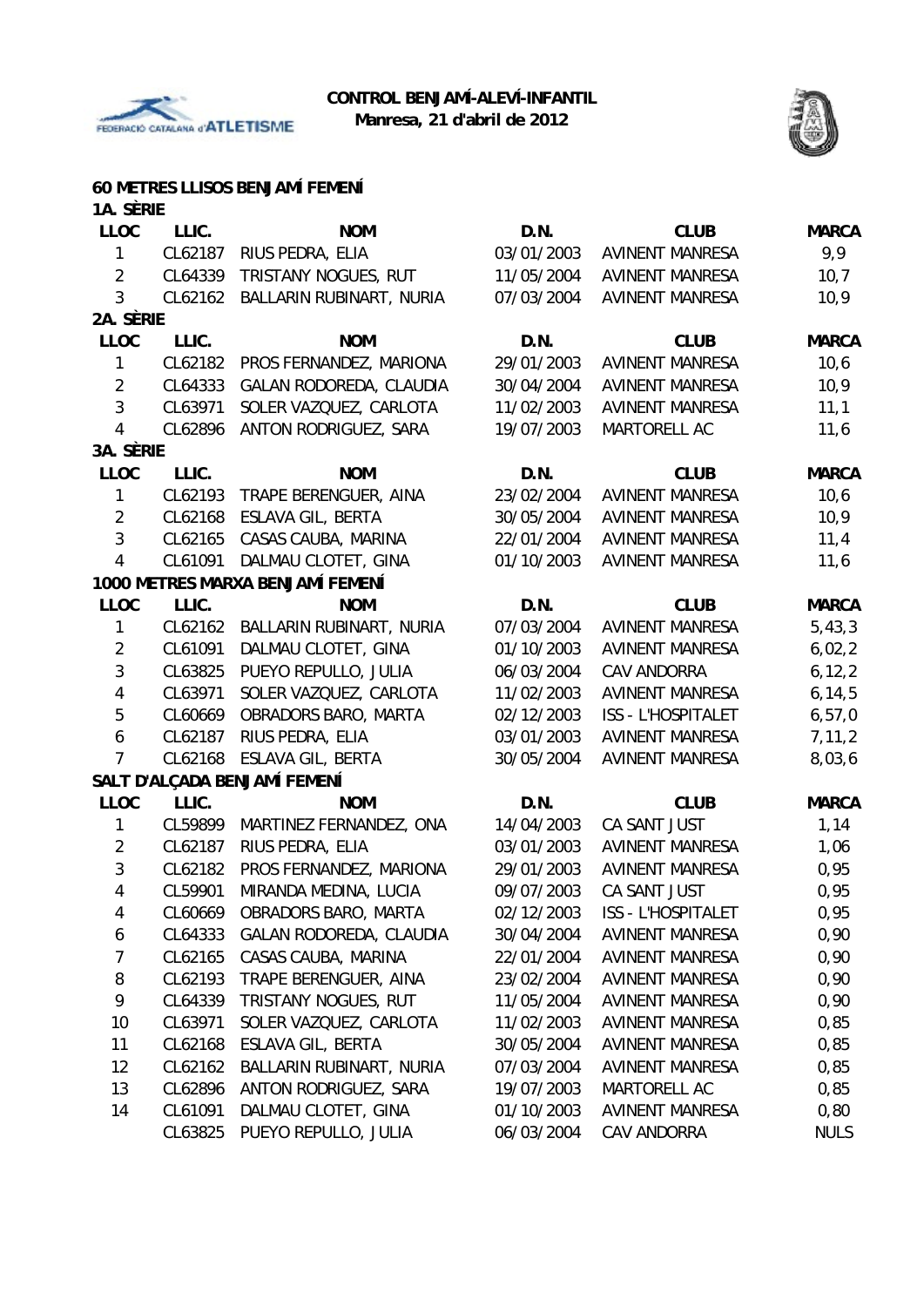**CONTROL BENJAMÍ-ALEVÍ-INFANTIL**
**Manresa, 21 d'abril de 2012**

## 60 METRES LLISOS BENJAMÍ FEMENÍ

**1A. SÈRIE**

| LLOC | LLIC. | NOM | D.N. | CLUB | MARCA |
|---|---|---|---|---|---|
| 1 | CL62187 | RIUS PEDRA, ELIA | 03/01/2003 | AVINENT MANRESA | 9,9 |
| 2 | CL64339 | TRISTANY NOGUES, RUT | 11/05/2004 | AVINENT MANRESA | 10,7 |
| 3 | CL62162 | BALLARIN RUBINAT, NURIA | 07/03/2004 | AVINENT MANRESA | 10,9 |

**2A. SÈRIE**

| LLOC | LLIC. | NOM | D.N. | CLUB | MARCA |
|---|---|---|---|---|---|
| 1 | CL62182 | PROS FERNANDEZ, MARIONA | 29/01/2003 | AVINENT MANRESA | 10,6 |
| 2 | CL64333 | GALAN RODOREDA, CLAUDIA | 30/04/2004 | AVINENT MANRESA | 10,9 |
| 3 | CL63971 | SOLER VAZQUEZ, CARLOTA | 11/02/2003 | AVINENT MANRESA | 11,1 |
| 4 | CL62896 | ANTON RODRIGUEZ, SARA | 19/07/2003 | MARTORELL AC | 11,6 |

**3A. SÈRIE**

| LLOC | LLIC. | NOM | D.N. | CLUB | MARCA |
|---|---|---|---|---|---|
| 1 | CL62193 | TRAPE BERENGUER, AINA | 23/02/2004 | AVINENT MANRESA | 10,6 |
| 2 | CL62168 | ESLAVA GIL, BERTA | 30/05/2004 | AVINENT MANRESA | 10,9 |
| 3 | CL62165 | CASAS CAUBA, MARINA | 22/01/2004 | AVINENT MANRESA | 11,4 |
| 4 | CL61091 | DALMAU CLOTET, GINA | 01/10/2003 | AVINENT MANRESA | 11,6 |

## 1000 METRES MARXA BENJAMÍ FEMENÍ

| LLOC | LLIC. | NOM | D.N. | CLUB | MARCA |
|---|---|---|---|---|---|
| 1 | CL62162 | BALLARIN RUBINAT, NURIA | 07/03/2004 | AVINENT MANRESA | 5,43,3 |
| 2 | CL61091 | DALMAU CLOTET, GINA | 01/10/2003 | AVINENT MANRESA | 6,02,2 |
| 3 | CL63825 | PUEYO REPULLO, JULIA | 06/03/2004 | CAV ANDORRA | 6,12,2 |
| 4 | CL63971 | SOLER VAZQUEZ, CARLOTA | 11/02/2003 | AVINENT MANRESA | 6,14,5 |
| 5 | CL60669 | OBRADORS BARO, MARTA | 02/12/2003 | ISS - L'HOSPITALET | 6,57,0 |
| 6 | CL62187 | RIUS PEDRA, ELIA | 03/01/2003 | AVINENT MANRESA | 7,11,2 |
| 7 | CL62168 | ESLAVA GIL, BERTA | 30/05/2004 | AVINENT MANRESA | 8,03,6 |

## SALT D'ALÇADA BENJAMÍ FEMENÍ

| LLOC | LLIC. | NOM | D.N. | CLUB | MARCA |
|---|---|---|---|---|---|
| 1 | CL59899 | MARTINEZ FERNANDEZ, ONA | 14/04/2003 | CA SANT JUST | 1,14 |
| 2 | CL62187 | RIUS PEDRA, ELIA | 03/01/2003 | AVINENT MANRESA | 1,06 |
| 3 | CL62182 | PROS FERNANDEZ, MARIONA | 29/01/2003 | AVINENT MANRESA | 0,95 |
| 4 | CL59901 | MIRANDA MEDINA, LUCIA | 09/07/2003 | CA SANT JUST | 0,95 |
| 4 | CL60669 | OBRADORS BARO, MARTA | 02/12/2003 | ISS - L'HOSPITALET | 0,95 |
| 6 | CL64333 | GALAN RODOREDA, CLAUDIA | 30/04/2004 | AVINENT MANRESA | 0,90 |
| 7 | CL62165 | CASAS CAUBA, MARINA | 22/01/2004 | AVINENT MANRESA | 0,90 |
| 8 | CL62193 | TRAPE BERENGUER, AINA | 23/02/2004 | AVINENT MANRESA | 0,90 |
| 9 | CL64339 | TRISTANY NOGUES, RUT | 11/05/2004 | AVINENT MANRESA | 0,90 |
| 10 | CL63971 | SOLER VAZQUEZ, CARLOTA | 11/02/2003 | AVINENT MANRESA | 0,85 |
| 11 | CL62168 | ESLAVA GIL, BERTA | 30/05/2004 | AVINENT MANRESA | 0,85 |
| 12 | CL62162 | BALLARIN RUBINAT, NURIA | 07/03/2004 | AVINENT MANRESA | 0,85 |
| 13 | CL62896 | ANTON RODRIGUEZ, SARA | 19/07/2003 | MARTORELL AC | 0,85 |
| 14 | CL61091 | DALMAU CLOTET, GINA | 01/10/2003 | AVINENT MANRESA | 0,80 |
| | CL63825 | PUEYO REPULLO, JULIA | 06/03/2004 | CAV ANDORRA | NULS |